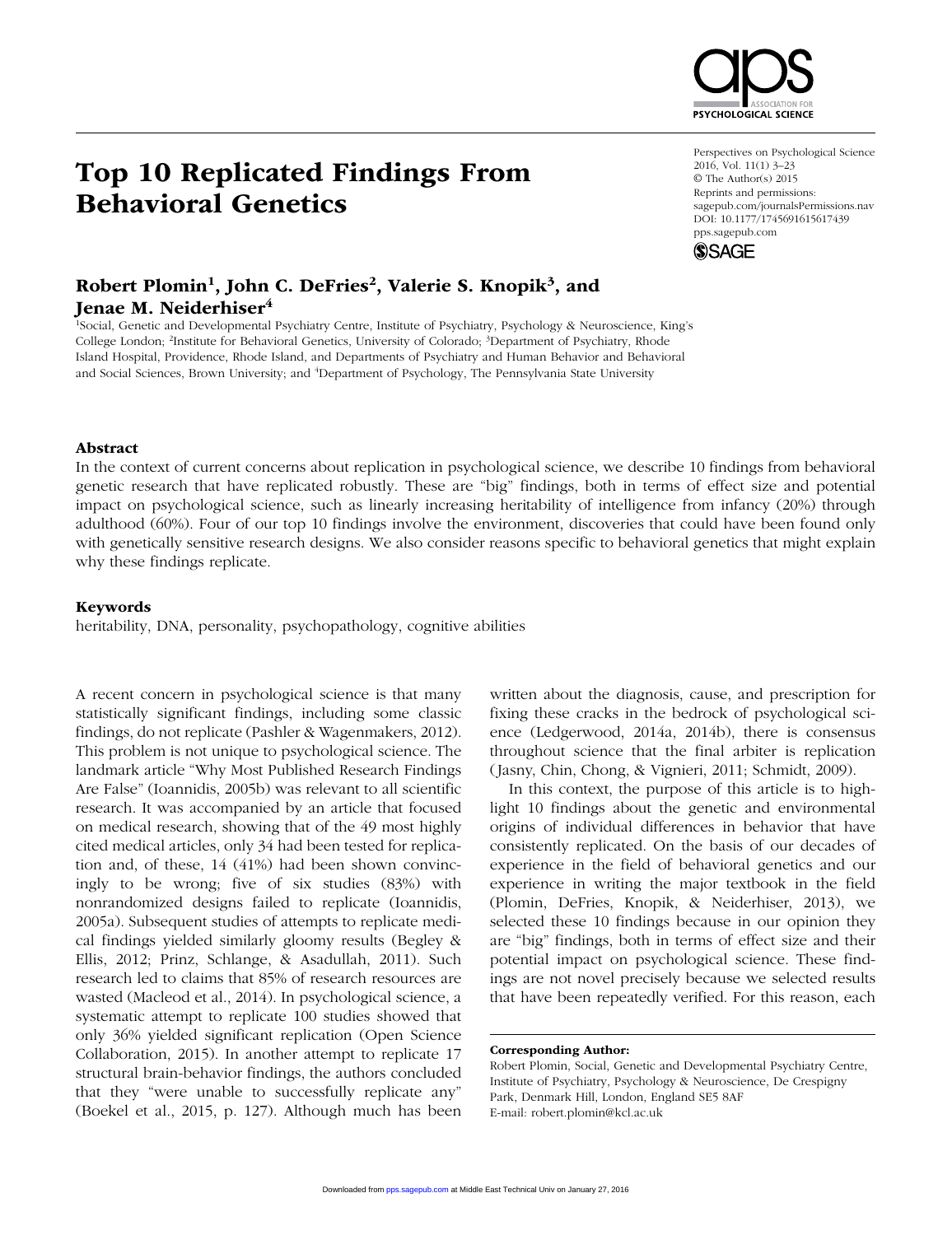# Top 10 Replicated Findings From Behavioral Genetics

Perspectives on Psychological Science
2016, Vol. 11(1) 3–23
© The Author(s) 2015
Reprints and permissions:
sagepub.com/journalsPermissions.nav
DOI: 10.1177/1745691615617439
pps.sagepub.com

**Robert Plomin[1], John C. DeFries[2], Valerie S. Knopik[3], and Jenae M. Neiderhiser[4]**

[1]Social, Genetic and Developmental Psychiatry Centre, Institute of Psychiatry, Psychology & Neuroscience, King's College London; [2]Institute for Behavioral Genetics, University of Colorado; [3]Department of Psychiatry, Rhode Island Hospital, Providence, Rhode Island, and Departments of Psychiatry and Human Behavior and Behavioral and Social Sciences, Brown University; and [4]Department of Psychology, The Pennsylvania State University

## Abstract

In the context of current concerns about replication in psychological science, we describe 10 findings from behavioral genetic research that have replicated robustly. These are "big" findings, both in terms of effect size and potential impact on psychological science, such as linearly increasing heritability of intelligence from infancy (20%) through adulthood (60%). Four of our top 10 findings involve the environment, discoveries that could have been found only with genetically sensitive research designs. We also consider reasons specific to behavioral genetics that might explain why these findings replicate.

## Keywords

heritability, DNA, personality, psychopathology, cognitive abilities

A recent concern in psychological science is that many statistically significant findings, including some classic findings, do not replicate (Pashler & Wagenmakers, 2012). This problem is not unique to psychological science. The landmark article "Why Most Published Research Findings Are False" (Ioannidis, 2005b) was relevant to all scientific research. It was accompanied by an article that focused on medical research, showing that of the 49 most highly cited medical articles, only 34 had been tested for replication and, of these, 14 (41%) had been shown convincingly to be wrong; five of six studies (83%) with nonrandomized designs failed to replicate (Ioannidis, 2005a). Subsequent studies of attempts to replicate medical findings yielded similarly gloomy results (Begley & Ellis, 2012; Prinz, Schlange, & Asadullah, 2011). Such research led to claims that 85% of research resources are wasted (Macleod et al., 2014). In psychological science, a systematic attempt to replicate 100 studies showed that only 36% yielded significant replication (Open Science Collaboration, 2015). In another attempt to replicate 17 structural brain-behavior findings, the authors concluded that they "were unable to successfully replicate any" (Boekel et al., 2015, p. 127). Although much has been written about the diagnosis, cause, and prescription for fixing these cracks in the bedrock of psychological science (Ledgerwood, 2014a, 2014b), there is consensus throughout science that the final arbiter is replication (Jasny, Chin, Chong, & Vignieri, 2011; Schmidt, 2009).

In this context, the purpose of this article is to highlight 10 findings about the genetic and environmental origins of individual differences in behavior that have consistently replicated. On the basis of our decades of experience in the field of behavioral genetics and our experience in writing the major textbook in the field (Plomin, DeFries, Knopik, & Neiderhiser, 2013), we selected these 10 findings because in our opinion they are "big" findings, both in terms of effect size and their potential impact on psychological science. These findings are not novel precisely because we selected results that have been repeatedly verified. For this reason, each

**Corresponding Author:**
Robert Plomin, Social, Genetic and Developmental Psychiatry Centre, Institute of Psychiatry, Psychology & Neuroscience, De Crespigny Park, Denmark Hill, London, England SE5 8AF
E-mail: robert.plomin@kcl.ac.uk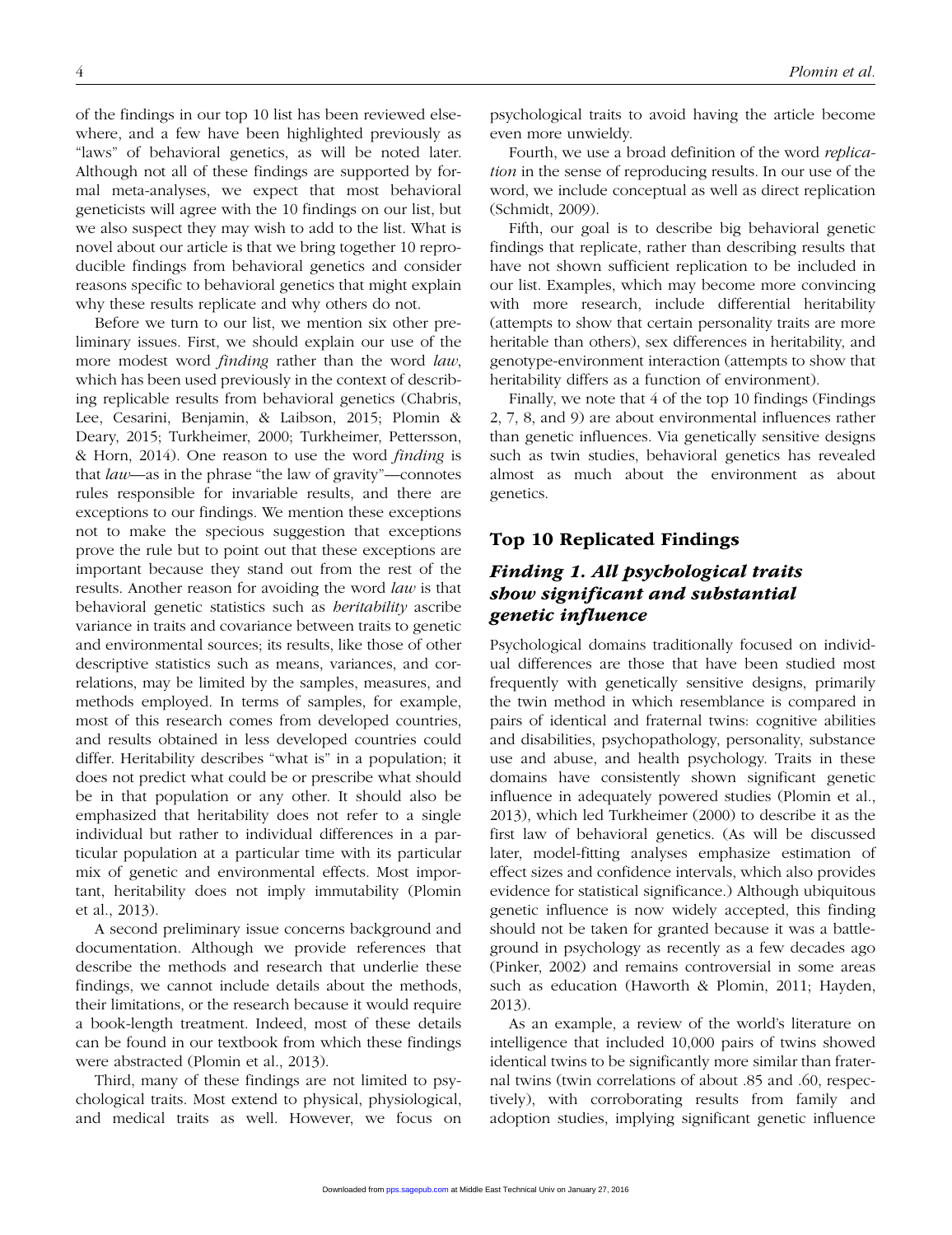of the findings in our top 10 list has been reviewed elsewhere, and a few have been highlighted previously as "laws" of behavioral genetics, as will be noted later. Although not all of these findings are supported by formal meta-analyses, we expect that most behavioral geneticists will agree with the 10 findings on our list, but we also suspect they may wish to add to the list. What is novel about our article is that we bring together 10 reproducible findings from behavioral genetics and consider reasons specific to behavioral genetics that might explain why these results replicate and why others do not.

Before we turn to our list, we mention six other preliminary issues. First, we should explain our use of the more modest word *finding* rather than the word *law*, which has been used previously in the context of describing replicable results from behavioral genetics (Chabris, Lee, Cesarini, Benjamin, & Laibson, 2015; Plomin & Deary, 2015; Turkheimer, 2000; Turkheimer, Pettersson, & Horn, 2014). One reason to use the word *finding* is that *law*—as in the phrase "the law of gravity"—connotes rules responsible for invariable results, and there are exceptions to our findings. We mention these exceptions not to make the specious suggestion that exceptions prove the rule but to point out that these exceptions are important because they stand out from the rest of the results. Another reason for avoiding the word *law* is that behavioral genetic statistics such as *heritability* ascribe variance in traits and covariance between traits to genetic and environmental sources; its results, like those of other descriptive statistics such as means, variances, and correlations, may be limited by the samples, measures, and methods employed. In terms of samples, for example, most of this research comes from developed countries, and results obtained in less developed countries could differ. Heritability describes "what is" in a population; it does not predict what could be or prescribe what should be in that population or any other. It should also be emphasized that heritability does not refer to a single individual but rather to individual differences in a particular population at a particular time with its particular mix of genetic and environmental effects. Most important, heritability does not imply immutability (Plomin et al., 2013).

A second preliminary issue concerns background and documentation. Although we provide references that describe the methods and research that underlie these findings, we cannot include details about the methods, their limitations, or the research because it would require a book-length treatment. Indeed, most of these details can be found in our textbook from which these findings were abstracted (Plomin et al., 2013).

Third, many of these findings are not limited to psychological traits. Most extend to physical, physiological, and medical traits as well. However, we focus on psychological traits to avoid having the article become even more unwieldy.

Fourth, we use a broad definition of the word *replication* in the sense of reproducing results. In our use of the word, we include conceptual as well as direct replication (Schmidt, 2009).

Fifth, our goal is to describe big behavioral genetic findings that replicate, rather than describing results that have not shown sufficient replication to be included in our list. Examples, which may become more convincing with more research, include differential heritability (attempts to show that certain personality traits are more heritable than others), sex differences in heritability, and genotype-environment interaction (attempts to show that heritability differs as a function of environment).

Finally, we note that 4 of the top 10 findings (Findings 2, 7, 8, and 9) are about environmental influences rather than genetic influences. Via genetically sensitive designs such as twin studies, behavioral genetics has revealed almost as much about the environment as about genetics.

## Top 10 Replicated Findings

### *Finding 1. All psychological traits show significant and substantial genetic influence*

Psychological domains traditionally focused on individual differences are those that have been studied most frequently with genetically sensitive designs, primarily the twin method in which resemblance is compared in pairs of identical and fraternal twins: cognitive abilities and disabilities, psychopathology, personality, substance use and abuse, and health psychology. Traits in these domains have consistently shown significant genetic influence in adequately powered studies (Plomin et al., 2013), which led Turkheimer (2000) to describe it as the first law of behavioral genetics. (As will be discussed later, model-fitting analyses emphasize estimation of effect sizes and confidence intervals, which also provides evidence for statistical significance.) Although ubiquitous genetic influence is now widely accepted, this finding should not be taken for granted because it was a battleground in psychology as recently as a few decades ago (Pinker, 2002) and remains controversial in some areas such as education (Haworth & Plomin, 2011; Hayden, 2013).

As an example, a review of the world's literature on intelligence that included 10,000 pairs of twins showed identical twins to be significantly more similar than fraternal twins (twin correlations of about .85 and .60, respectively), with corroborating results from family and adoption studies, implying significant genetic influence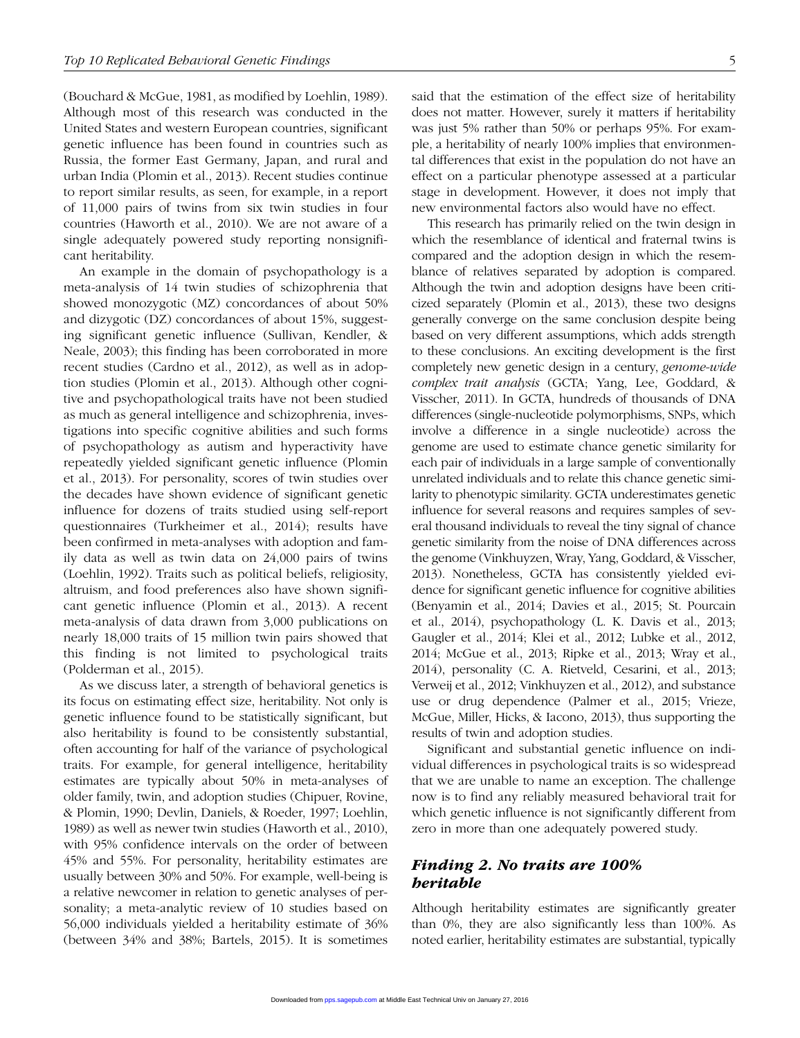(Bouchard & McGue, 1981, as modified by Loehlin, 1989). Although most of this research was conducted in the United States and western European countries, significant genetic influence has been found in countries such as Russia, the former East Germany, Japan, and rural and urban India (Plomin et al., 2013). Recent studies continue to report similar results, as seen, for example, in a report of 11,000 pairs of twins from six twin studies in four countries (Haworth et al., 2010). We are not aware of a single adequately powered study reporting nonsignificant heritability.

An example in the domain of psychopathology is a meta-analysis of 14 twin studies of schizophrenia that showed monozygotic (MZ) concordances of about 50% and dizygotic (DZ) concordances of about 15%, suggesting significant genetic influence (Sullivan, Kendler, & Neale, 2003); this finding has been corroborated in more recent studies (Cardno et al., 2012), as well as in adoption studies (Plomin et al., 2013). Although other cognitive and psychopathological traits have not been studied as much as general intelligence and schizophrenia, investigations into specific cognitive abilities and such forms of psychopathology as autism and hyperactivity have repeatedly yielded significant genetic influence (Plomin et al., 2013). For personality, scores of twin studies over the decades have shown evidence of significant genetic influence for dozens of traits studied using self-report questionnaires (Turkheimer et al., 2014); results have been confirmed in meta-analyses with adoption and family data as well as twin data on 24,000 pairs of twins (Loehlin, 1992). Traits such as political beliefs, religiosity, altruism, and food preferences also have shown significant genetic influence (Plomin et al., 2013). A recent meta-analysis of data drawn from 3,000 publications on nearly 18,000 traits of 15 million twin pairs showed that this finding is not limited to psychological traits (Polderman et al., 2015).

As we discuss later, a strength of behavioral genetics is its focus on estimating effect size, heritability. Not only is genetic influence found to be statistically significant, but also heritability is found to be consistently substantial, often accounting for half of the variance of psychological traits. For example, for general intelligence, heritability estimates are typically about 50% in meta-analyses of older family, twin, and adoption studies (Chipuer, Rovine, & Plomin, 1990; Devlin, Daniels, & Roeder, 1997; Loehlin, 1989) as well as newer twin studies (Haworth et al., 2010), with 95% confidence intervals on the order of between 45% and 55%. For personality, heritability estimates are usually between 30% and 50%. For example, well-being is a relative newcomer in relation to genetic analyses of personality; a meta-analytic review of 10 studies based on 56,000 individuals yielded a heritability estimate of 36% (between 34% and 38%; Bartels, 2015). It is sometimes said that the estimation of the effect size of heritability does not matter. However, surely it matters if heritability was just 5% rather than 50% or perhaps 95%. For example, a heritability of nearly 100% implies that environmental differences that exist in the population do not have an effect on a particular phenotype assessed at a particular stage in development. However, it does not imply that new environmental factors also would have no effect.

This research has primarily relied on the twin design in which the resemblance of identical and fraternal twins is compared and the adoption design in which the resemblance of relatives separated by adoption is compared. Although the twin and adoption designs have been criticized separately (Plomin et al., 2013), these two designs generally converge on the same conclusion despite being based on very different assumptions, which adds strength to these conclusions. An exciting development is the first completely new genetic design in a century, *genome-wide complex trait analysis* (GCTA; Yang, Lee, Goddard, & Visscher, 2011). In GCTA, hundreds of thousands of DNA differences (single-nucleotide polymorphisms, SNPs, which involve a difference in a single nucleotide) across the genome are used to estimate chance genetic similarity for each pair of individuals in a large sample of conventionally unrelated individuals and to relate this chance genetic similarity to phenotypic similarity. GCTA underestimates genetic influence for several reasons and requires samples of several thousand individuals to reveal the tiny signal of chance genetic similarity from the noise of DNA differences across the genome (Vinkhuyzen, Wray, Yang, Goddard, & Visscher, 2013). Nonetheless, GCTA has consistently yielded evidence for significant genetic influence for cognitive abilities (Benyamin et al., 2014; Davies et al., 2015; St. Pourcain et al., 2014), psychopathology (L. K. Davis et al., 2013; Gaugler et al., 2014; Klei et al., 2012; Lubke et al., 2012, 2014; McGue et al., 2013; Ripke et al., 2013; Wray et al., 2014), personality (C. A. Rietveld, Cesarini, et al., 2013; Verweij et al., 2012; Vinkhuyzen et al., 2012), and substance use or drug dependence (Palmer et al., 2015; Vrieze, McGue, Miller, Hicks, & Iacono, 2013), thus supporting the results of twin and adoption studies.

Significant and substantial genetic influence on individual differences in psychological traits is so widespread that we are unable to name an exception. The challenge now is to find any reliably measured behavioral trait for which genetic influence is not significantly different from zero in more than one adequately powered study.

## *Finding 2. No traits are 100% heritable*

Although heritability estimates are significantly greater than 0%, they are also significantly less than 100%. As noted earlier, heritability estimates are substantial, typically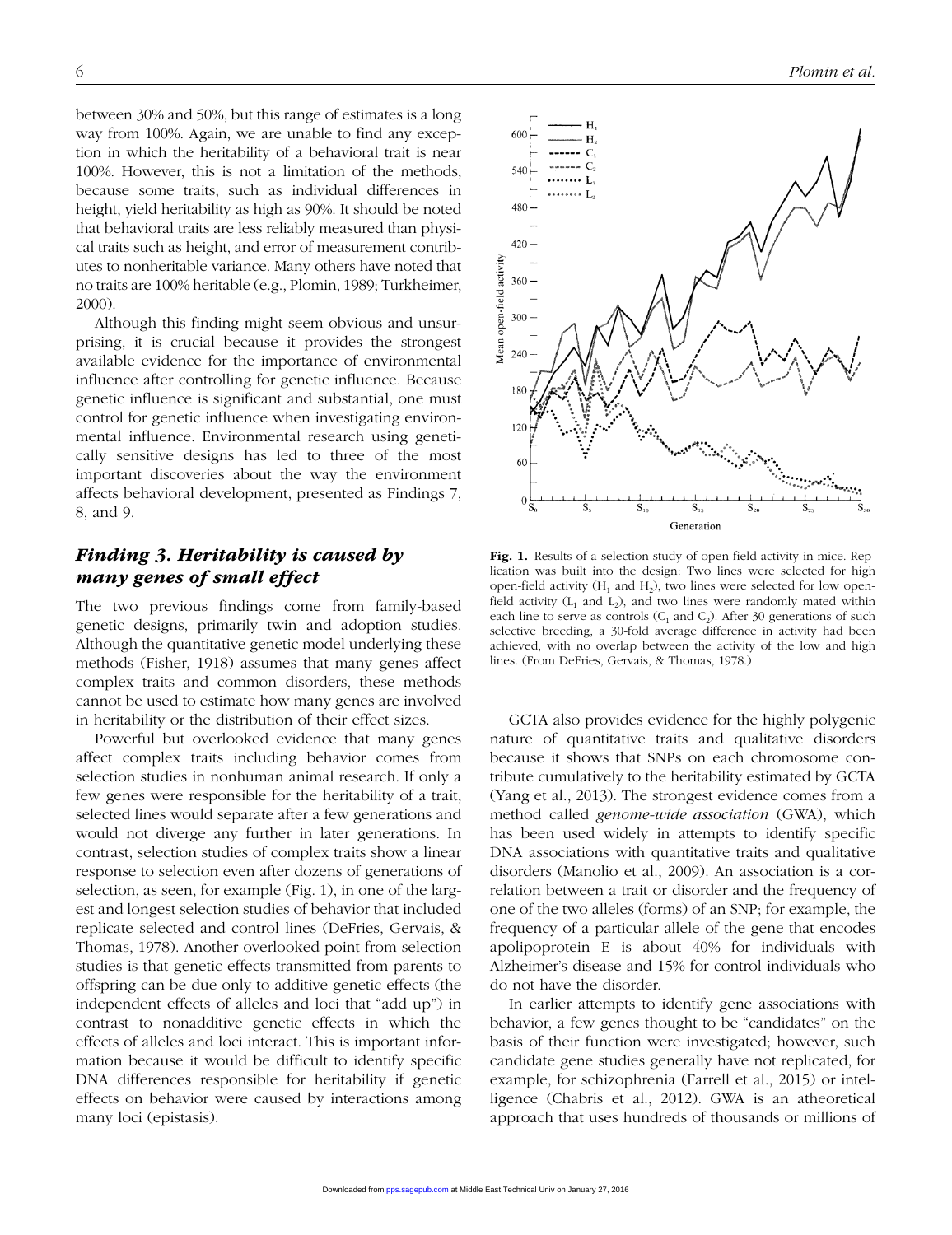between 30% and 50%, but this range of estimates is a long way from 100%. Again, we are unable to find any exception in which the heritability of a behavioral trait is near 100%. However, this is not a limitation of the methods, because some traits, such as individual differences in height, yield heritability as high as 90%. It should be noted that behavioral traits are less reliably measured than physical traits such as height, and error of measurement contributes to nonheritable variance. Many others have noted that no traits are 100% heritable (e.g., Plomin, 1989; Turkheimer, 2000).

Although this finding might seem obvious and unsurprising, it is crucial because it provides the strongest available evidence for the importance of environmental influence after controlling for genetic influence. Because genetic influence is significant and substantial, one must control for genetic influence when investigating environmental influence. Environmental research using genetically sensitive designs has led to three of the most important discoveries about the way the environment affects behavioral development, presented as Findings 7, 8, and 9.

## *Finding 3. Heritability is caused by many genes of small effect*

The two previous findings come from family-based genetic designs, primarily twin and adoption studies. Although the quantitative genetic model underlying these methods (Fisher, 1918) assumes that many genes affect complex traits and common disorders, these methods cannot be used to estimate how many genes are involved in heritability or the distribution of their effect sizes.

Powerful but overlooked evidence that many genes affect complex traits including behavior comes from selection studies in nonhuman animal research. If only a few genes were responsible for the heritability of a trait, selected lines would separate after a few generations and would not diverge any further in later generations. In contrast, selection studies of complex traits show a linear response to selection even after dozens of generations of selection, as seen, for example (Fig. 1), in one of the largest and longest selection studies of behavior that included replicate selected and control lines (DeFries, Gervais, & Thomas, 1978). Another overlooked point from selection studies is that genetic effects transmitted from parents to offspring can be due only to additive genetic effects (the independent effects of alleles and loci that "add up") in contrast to nonadditive genetic effects in which the effects of alleles and loci interact. This is important information because it would be difficult to identify specific DNA differences responsible for heritability if genetic effects on behavior were caused by interactions among many loci (epistasis).

$H_1$
$H_2$
$C_1$
$C_2$
$L_1$
$L_2$
Mean open-field activity
600
540
480
420
360
300
240
180
120
60
0
$S_0$ $S_5$ $S_{10}$ $S_{15}$ $S_{20}$ $S_{25}$ $S_{30}$
Generation

**Fig. 1.** Results of a selection study of open-field activity in mice. Replication was built into the design: Two lines were selected for high open-field activity ($H_1$ and $H_2$), two lines were selected for low open-field activity ($L_1$ and $L_2$), and two lines were randomly mated within each line to serve as controls ($C_1$ and $C_2$). After 30 generations of such selective breeding, a 30-fold average difference in activity had been achieved, with no overlap between the activity of the low and high lines. (From DeFries, Gervais, & Thomas, 1978.)

GCTA also provides evidence for the highly polygenic nature of quantitative traits and qualitative disorders because it shows that SNPs on each chromosome contribute cumulatively to the heritability estimated by GCTA (Yang et al., 2013). The strongest evidence comes from a method called *genome-wide association* (GWA), which has been used widely in attempts to identify specific DNA associations with quantitative traits and qualitative disorders (Manolio et al., 2009). An association is a correlation between a trait or disorder and the frequency of one of the two alleles (forms) of an SNP; for example, the frequency of a particular allele of the gene that encodes apolipoprotein E is about 40% for individuals with Alzheimer's disease and 15% for control individuals who do not have the disorder.

In earlier attempts to identify gene associations with behavior, a few genes thought to be "candidates" on the basis of their function were investigated; however, such candidate gene studies generally have not replicated, for example, for schizophrenia (Farrell et al., 2015) or intelligence (Chabris et al., 2012). GWA is an atheoretical approach that uses hundreds of thousands or millions of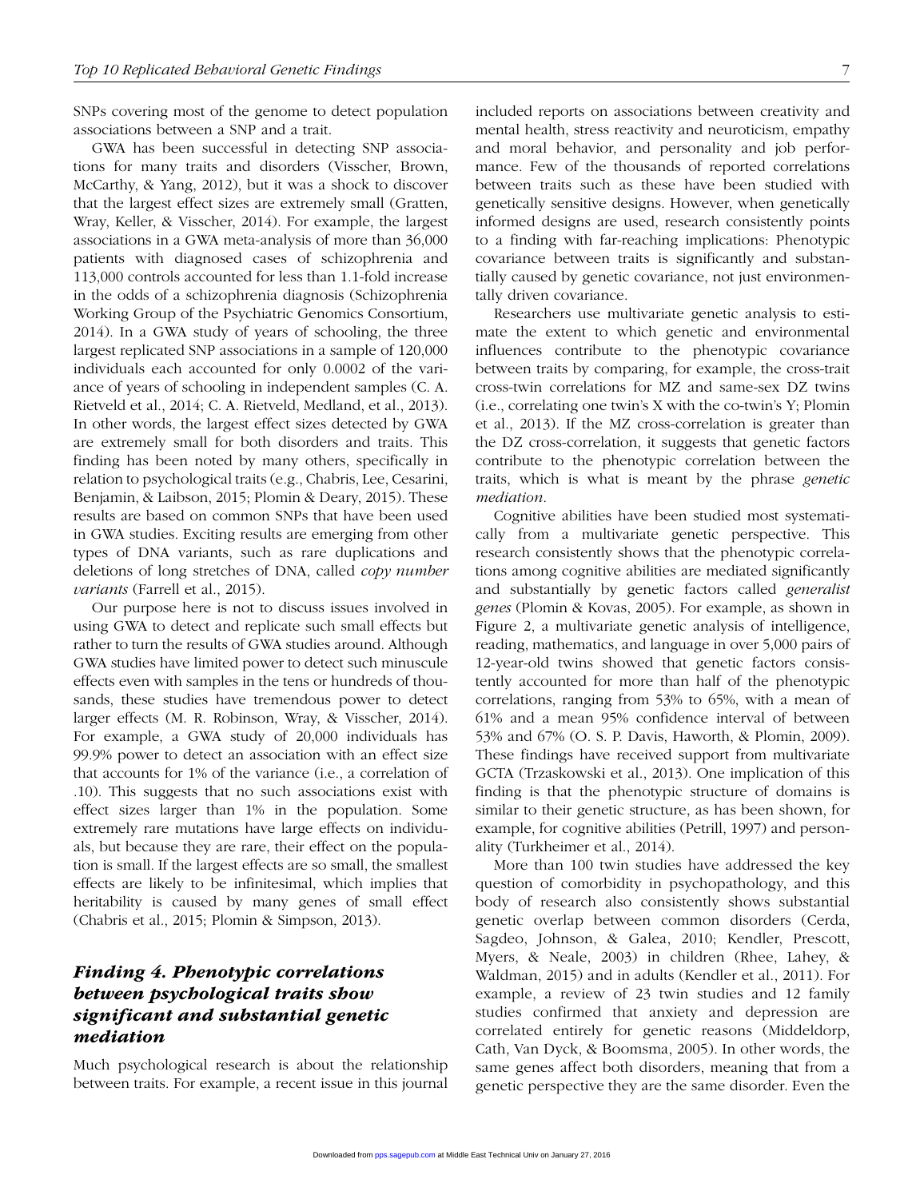SNPs covering most of the genome to detect population associations between a SNP and a trait.

GWA has been successful in detecting SNP associations for many traits and disorders (Visscher, Brown, McCarthy, & Yang, 2012), but it was a shock to discover that the largest effect sizes are extremely small (Gratten, Wray, Keller, & Visscher, 2014). For example, the largest associations in a GWA meta-analysis of more than 36,000 patients with diagnosed cases of schizophrenia and 113,000 controls accounted for less than 1.1-fold increase in the odds of a schizophrenia diagnosis (Schizophrenia Working Group of the Psychiatric Genomics Consortium, 2014). In a GWA study of years of schooling, the three largest replicated SNP associations in a sample of 120,000 individuals each accounted for only 0.0002 of the variance of years of schooling in independent samples (C. A. Rietveld et al., 2014; C. A. Rietveld, Medland, et al., 2013). In other words, the largest effect sizes detected by GWA are extremely small for both disorders and traits. This finding has been noted by many others, specifically in relation to psychological traits (e.g., Chabris, Lee, Cesarini, Benjamin, & Laibson, 2015; Plomin & Deary, 2015). These results are based on common SNPs that have been used in GWA studies. Exciting results are emerging from other types of DNA variants, such as rare duplications and deletions of long stretches of DNA, called *copy number variants* (Farrell et al., 2015).

Our purpose here is not to discuss issues involved in using GWA to detect and replicate such small effects but rather to turn the results of GWA studies around. Although GWA studies have limited power to detect such minuscule effects even with samples in the tens or hundreds of thousands, these studies have tremendous power to detect larger effects (M. R. Robinson, Wray, & Visscher, 2014). For example, a GWA study of 20,000 individuals has 99.9% power to detect an association with an effect size that accounts for 1% of the variance (i.e., a correlation of .10). This suggests that no such associations exist with effect sizes larger than 1% in the population. Some extremely rare mutations have large effects on individuals, but because they are rare, their effect on the population is small. If the largest effects are so small, the smallest effects are likely to be infinitesimal, which implies that heritability is caused by many genes of small effect (Chabris et al., 2015; Plomin & Simpson, 2013).

## *Finding 4. Phenotypic correlations between psychological traits show significant and substantial genetic mediation*

Much psychological research is about the relationship between traits. For example, a recent issue in this journal included reports on associations between creativity and mental health, stress reactivity and neuroticism, empathy and moral behavior, and personality and job performance. Few of the thousands of reported correlations between traits such as these have been studied with genetically sensitive designs. However, when genetically informed designs are used, research consistently points to a finding with far-reaching implications: Phenotypic covariance between traits is significantly and substantially caused by genetic covariance, not just environmentally driven covariance.

Researchers use multivariate genetic analysis to estimate the extent to which genetic and environmental influences contribute to the phenotypic covariance between traits by comparing, for example, the cross-trait cross-twin correlations for MZ and same-sex DZ twins (i.e., correlating one twin's X with the co-twin's Y; Plomin et al., 2013). If the MZ cross-correlation is greater than the DZ cross-correlation, it suggests that genetic factors contribute to the phenotypic correlation between the traits, which is what is meant by the phrase *genetic mediation*.

Cognitive abilities have been studied most systematically from a multivariate genetic perspective. This research consistently shows that the phenotypic correlations among cognitive abilities are mediated significantly and substantially by genetic factors called *generalist genes* (Plomin & Kovas, 2005). For example, as shown in Figure 2, a multivariate genetic analysis of intelligence, reading, mathematics, and language in over 5,000 pairs of 12-year-old twins showed that genetic factors consistently accounted for more than half of the phenotypic correlations, ranging from 53% to 65%, with a mean of 61% and a mean 95% confidence interval of between 53% and 67% (O. S. P. Davis, Haworth, & Plomin, 2009). These findings have received support from multivariate GCTA (Trzaskowski et al., 2013). One implication of this finding is that the phenotypic structure of domains is similar to their genetic structure, as has been shown, for example, for cognitive abilities (Petrill, 1997) and personality (Turkheimer et al., 2014).

More than 100 twin studies have addressed the key question of comorbidity in psychopathology, and this body of research also consistently shows substantial genetic overlap between common disorders (Cerda, Sagdeo, Johnson, & Galea, 2010; Kendler, Prescott, Myers, & Neale, 2003) in children (Rhee, Lahey, & Waldman, 2015) and in adults (Kendler et al., 2011). For example, a review of 23 twin studies and 12 family studies confirmed that anxiety and depression are correlated entirely for genetic reasons (Middeldorp, Cath, Van Dyck, & Boomsma, 2005). In other words, the same genes affect both disorders, meaning that from a genetic perspective they are the same disorder. Even the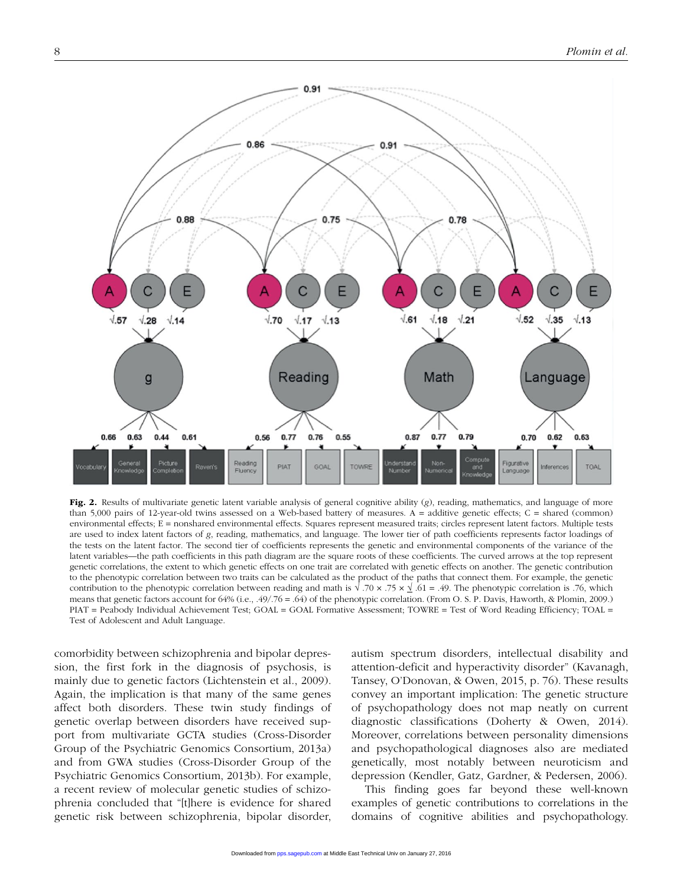**Fig. 2.** Results of multivariate genetic latent variable analysis of general cognitive ability (*g*), reading, mathematics, and language of more than 5,000 pairs of 12-year-old twins assessed on a Web-based battery of measures. A = additive genetic effects; C = shared (common) environmental effects; E = nonshared environmental effects. Squares represent measured traits; circles represent latent factors. Multiple tests are used to index latent factors of *g*, reading, mathematics, and language. The lower tier of path coefficients represents factor loadings of the tests on the latent factor. The second tier of coefficients represents the genetic and environmental components of the variance of the latent variables—the path coefficients in this path diagram are the square roots of these coefficients. The curved arrows at the top represent genetic correlations, the extent to which genetic effects on one trait are correlated with genetic effects on another. The genetic contribution to the phenotypic correlation between two traits can be calculated as the product of the paths that connect them. For example, the genetic contribution to the phenotypic correlation between reading and math is $\sqrt{.70} \times .75 \times \sqrt{.61} = .49$. The phenotypic correlation is .76, which means that genetic factors account for 64% (i.e., .49/.76 = .64) of the phenotypic correlation. (From O. S. P. Davis, Haworth, & Plomin, 2009.) PIAT = Peabody Individual Achievement Test; GOAL = GOAL Formative Assessment; TOWRE = Test of Word Reading Efficiency; TOAL = Test of Adolescent and Adult Language.

comorbidity between schizophrenia and bipolar depression, the first fork in the diagnosis of psychosis, is mainly due to genetic factors (Lichtenstein et al., 2009). Again, the implication is that many of the same genes affect both disorders. These twin study findings of genetic overlap between disorders have received support from multivariate GCTA studies (Cross-Disorder Group of the Psychiatric Genomics Consortium, 2013a) and from GWA studies (Cross-Disorder Group of the Psychiatric Genomics Consortium, 2013b). For example, a recent review of molecular genetic studies of schizophrenia concluded that "[t]here is evidence for shared genetic risk between schizophrenia, bipolar disorder, autism spectrum disorders, intellectual disability and attention-deficit and hyperactivity disorder" (Kavanagh, Tansey, O'Donovan, & Owen, 2015, p. 76). These results convey an important implication: The genetic structure of psychopathology does not map neatly on current diagnostic classifications (Doherty & Owen, 2014). Moreover, correlations between personality dimensions and psychopathological diagnoses also are mediated genetically, most notably between neuroticism and depression (Kendler, Gatz, Gardner, & Pedersen, 2006).

This finding goes far beyond these well-known examples of genetic contributions to correlations in the domains of cognitive abilities and psychopathology.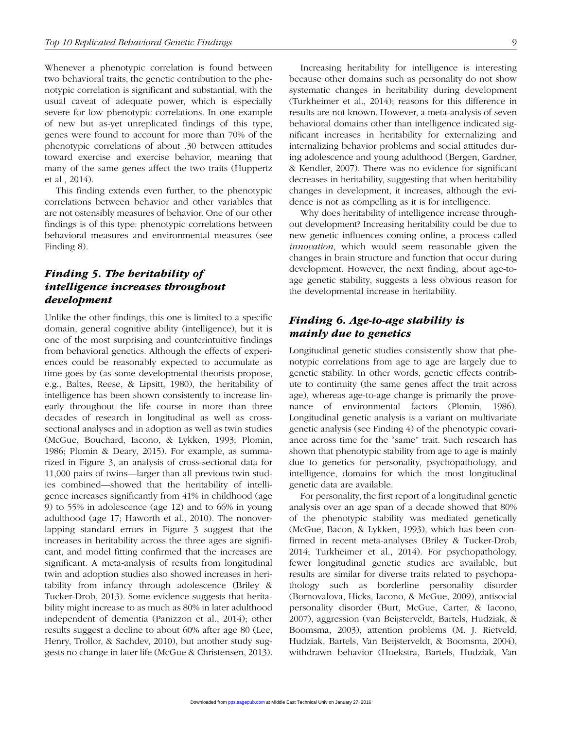Whenever a phenotypic correlation is found between two behavioral traits, the genetic contribution to the phenotypic correlation is significant and substantial, with the usual caveat of adequate power, which is especially severe for low phenotypic correlations. In one example of new but as-yet unreplicated findings of this type, genes were found to account for more than 70% of the phenotypic correlations of about .30 between attitudes toward exercise and exercise behavior, meaning that many of the same genes affect the two traits (Huppertz et al., 2014).

This finding extends even further, to the phenotypic correlations between behavior and other variables that are not ostensibly measures of behavior. One of our other findings is of this type: phenotypic correlations between behavioral measures and environmental measures (see Finding 8).

## *Finding 5. The heritability of intelligence increases throughout development*

Unlike the other findings, this one is limited to a specific domain, general cognitive ability (intelligence), but it is one of the most surprising and counterintuitive findings from behavioral genetics. Although the effects of experiences could be reasonably expected to accumulate as time goes by (as some developmental theorists propose, e.g., Baltes, Reese, & Lipsitt, 1980), the heritability of intelligence has been shown consistently to increase linearly throughout the life course in more than three decades of research in longitudinal as well as cross-sectional analyses and in adoption as well as twin studies (McGue, Bouchard, Iacono, & Lykken, 1993; Plomin, 1986; Plomin & Deary, 2015). For example, as summarized in Figure 3, an analysis of cross-sectional data for 11,000 pairs of twins—larger than all previous twin studies combined—showed that the heritability of intelligence increases significantly from 41% in childhood (age 9) to 55% in adolescence (age 12) and to 66% in young adulthood (age 17; Haworth et al., 2010). The nonoverlapping standard errors in Figure 3 suggest that the increases in heritability across the three ages are significant, and model fitting confirmed that the increases are significant. A meta-analysis of results from longitudinal twin and adoption studies also showed increases in heritability from infancy through adolescence (Briley & Tucker-Drob, 2013). Some evidence suggests that heritability might increase to as much as 80% in later adulthood independent of dementia (Panizzon et al., 2014); other results suggest a decline to about 60% after age 80 (Lee, Henry, Trollor, & Sachdev, 2010), but another study suggests no change in later life (McGue & Christensen, 2013).

Increasing heritability for intelligence is interesting because other domains such as personality do not show systematic changes in heritability during development (Turkheimer et al., 2014); reasons for this difference in results are not known. However, a meta-analysis of seven behavioral domains other than intelligence indicated significant increases in heritability for externalizing and internalizing behavior problems and social attitudes during adolescence and young adulthood (Bergen, Gardner, & Kendler, 2007). There was no evidence for significant decreases in heritability, suggesting that when heritability changes in development, it increases, although the evidence is not as compelling as it is for intelligence.

Why does heritability of intelligence increase throughout development? Increasing heritability could be due to new genetic influences coming online, a process called *innovation*, which would seem reasonable given the changes in brain structure and function that occur during development. However, the next finding, about age-to-age genetic stability, suggests a less obvious reason for the developmental increase in heritability.

## *Finding 6. Age-to-age stability is mainly due to genetics*

Longitudinal genetic studies consistently show that phenotypic correlations from age to age are largely due to genetic stability. In other words, genetic effects contribute to continuity (the same genes affect the trait across age), whereas age-to-age change is primarily the provenance of environmental factors (Plomin, 1986). Longitudinal genetic analysis is a variant on multivariate genetic analysis (see Finding 4) of the phenotypic covariance across time for the "same" trait. Such research has shown that phenotypic stability from age to age is mainly due to genetics for personality, psychopathology, and intelligence, domains for which the most longitudinal genetic data are available.

For personality, the first report of a longitudinal genetic analysis over an age span of a decade showed that 80% of the phenotypic stability was mediated genetically (McGue, Bacon, & Lykken, 1993), which has been confirmed in recent meta-analyses (Briley & Tucker-Drob, 2014; Turkheimer et al., 2014). For psychopathology, fewer longitudinal genetic studies are available, but results are similar for diverse traits related to psychopathology such as borderline personality disorder (Bornovalova, Hicks, Iacono, & McGue, 2009), antisocial personality disorder (Burt, McGue, Carter, & Iacono, 2007), aggression (van Beijsterveldt, Bartels, Hudziak, & Boomsma, 2003), attention problems (M. J. Rietveld, Hudziak, Bartels, Van Beijsterveldt, & Boomsma, 2004), withdrawn behavior (Hoekstra, Bartels, Hudziak, Van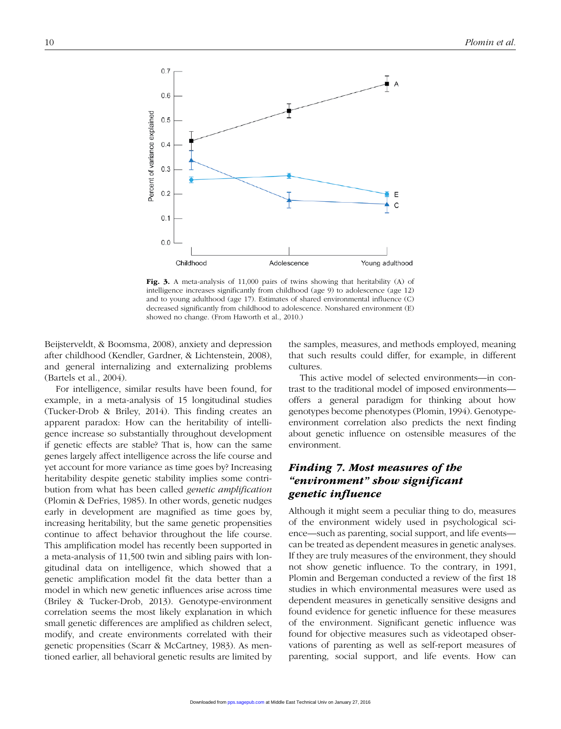Fig. 3. A meta-analysis of 11,000 pairs of twins showing that heritability (A) of intelligence increases significantly from childhood (age 9) to adolescence (age 12) and to young adulthood (age 17). Estimates of shared environmental influence (C) decreased significantly from childhood to adolescence. Nonshared environment (E) showed no change. (From Haworth et al., 2010.)

Beijsterveldt, & Boomsma, 2008), anxiety and depression after childhood (Kendler, Gardner, & Lichtenstein, 2008), and general internalizing and externalizing problems (Bartels et al., 2004).

For intelligence, similar results have been found, for example, in a meta-analysis of 15 longitudinal studies (Tucker-Drob & Briley, 2014). This finding creates an apparent paradox: How can the heritability of intelligence increase so substantially throughout development if genetic effects are stable? That is, how can the same genes largely affect intelligence across the life course and yet account for more variance as time goes by? Increasing heritability despite genetic stability implies some contribution from what has been called *genetic amplification* (Plomin & DeFries, 1985). In other words, genetic nudges early in development are magnified as time goes by, increasing heritability, but the same genetic propensities continue to affect behavior throughout the life course. This amplification model has recently been supported in a meta-analysis of 11,500 twin and sibling pairs with longitudinal data on intelligence, which showed that a genetic amplification model fit the data better than a model in which new genetic influences arise across time (Briley & Tucker-Drob, 2013). Genotype-environment correlation seems the most likely explanation in which small genetic differences are amplified as children select, modify, and create environments correlated with their genetic propensities (Scarr & McCartney, 1983). As mentioned earlier, all behavioral genetic results are limited by the samples, measures, and methods employed, meaning that such results could differ, for example, in different cultures.

This active model of selected environments—in contrast to the traditional model of imposed environments—offers a general paradigm for thinking about how genotypes become phenotypes (Plomin, 1994). Genotype-environment correlation also predicts the next finding about genetic influence on ostensible measures of the environment.

## *Finding 7. Most measures of the "environment" show significant genetic influence*

Although it might seem a peculiar thing to do, measures of the environment widely used in psychological science—such as parenting, social support, and life events—can be treated as dependent measures in genetic analyses. If they are truly measures of the environment, they should not show genetic influence. To the contrary, in 1991, Plomin and Bergeman conducted a review of the first 18 studies in which environmental measures were used as dependent measures in genetically sensitive designs and found evidence for genetic influence for these measures of the environment. Significant genetic influence was found for objective measures such as videotaped observations of parenting as well as self-report measures of parenting, social support, and life events. How can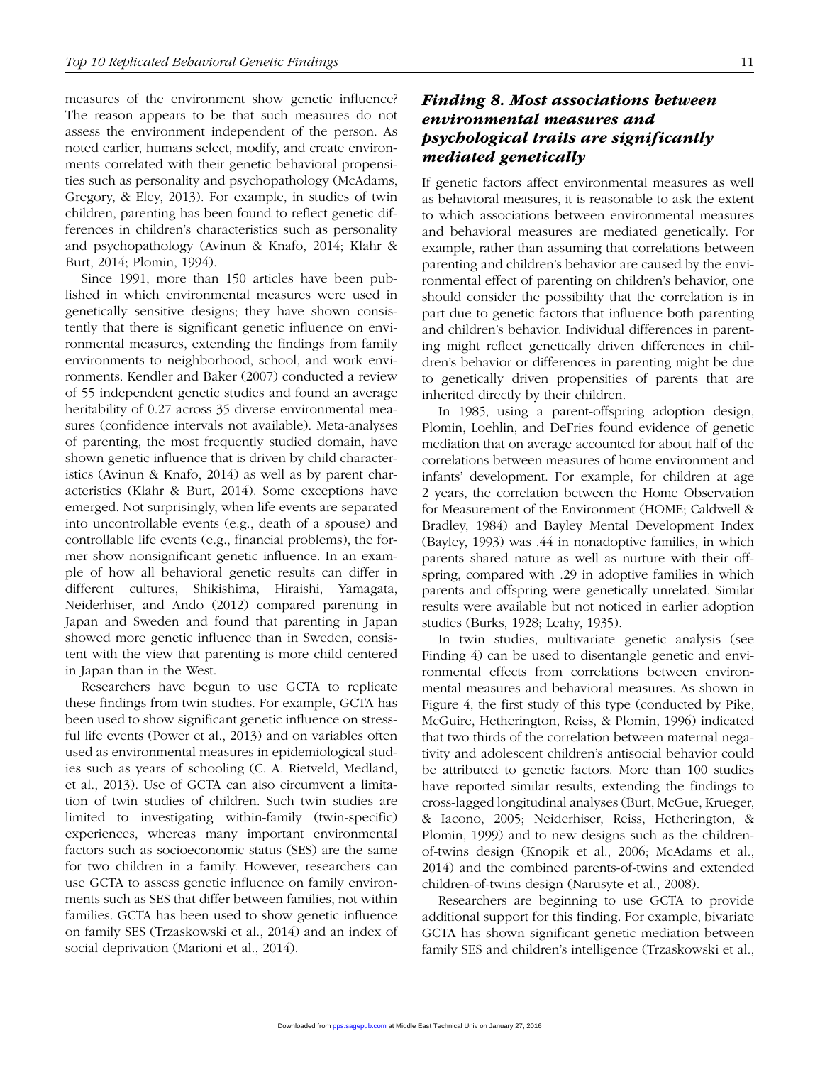measures of the environment show genetic influence? The reason appears to be that such measures do not assess the environment independent of the person. As noted earlier, humans select, modify, and create environments correlated with their genetic behavioral propensities such as personality and psychopathology (McAdams, Gregory, & Eley, 2013). For example, in studies of twin children, parenting has been found to reflect genetic differences in children's characteristics such as personality and psychopathology (Avinun & Knafo, 2014; Klahr & Burt, 2014; Plomin, 1994).

Since 1991, more than 150 articles have been published in which environmental measures were used in genetically sensitive designs; they have shown consistently that there is significant genetic influence on environmental measures, extending the findings from family environments to neighborhood, school, and work environments. Kendler and Baker (2007) conducted a review of 55 independent genetic studies and found an average heritability of 0.27 across 35 diverse environmental measures (confidence intervals not available). Meta-analyses of parenting, the most frequently studied domain, have shown genetic influence that is driven by child characteristics (Avinun & Knafo, 2014) as well as by parent characteristics (Klahr & Burt, 2014). Some exceptions have emerged. Not surprisingly, when life events are separated into uncontrollable events (e.g., death of a spouse) and controllable life events (e.g., financial problems), the former show nonsignificant genetic influence. In an example of how all behavioral genetic results can differ in different cultures, Shikishima, Hiraishi, Yamagata, Neiderhiser, and Ando (2012) compared parenting in Japan and Sweden and found that parenting in Japan showed more genetic influence than in Sweden, consistent with the view that parenting is more child centered in Japan than in the West.

Researchers have begun to use GCTA to replicate these findings from twin studies. For example, GCTA has been used to show significant genetic influence on stressful life events (Power et al., 2013) and on variables often used as environmental measures in epidemiological studies such as years of schooling (C. A. Rietveld, Medland, et al., 2013). Use of GCTA can also circumvent a limitation of twin studies of children. Such twin studies are limited to investigating within-family (twin-specific) experiences, whereas many important environmental factors such as socioeconomic status (SES) are the same for two children in a family. However, researchers can use GCTA to assess genetic influence on family environments such as SES that differ between families, not within families. GCTA has been used to show genetic influence on family SES (Trzaskowski et al., 2014) and an index of social deprivation (Marioni et al., 2014).

### *Finding 8. Most associations between environmental measures and psychological traits are significantly mediated genetically*

If genetic factors affect environmental measures as well as behavioral measures, it is reasonable to ask the extent to which associations between environmental measures and behavioral measures are mediated genetically. For example, rather than assuming that correlations between parenting and children's behavior are caused by the environmental effect of parenting on children's behavior, one should consider the possibility that the correlation is in part due to genetic factors that influence both parenting and children's behavior. Individual differences in parenting might reflect genetically driven differences in children's behavior or differences in parenting might be due to genetically driven propensities of parents that are inherited directly by their children.

In 1985, using a parent-offspring adoption design, Plomin, Loehlin, and DeFries found evidence of genetic mediation that on average accounted for about half of the correlations between measures of home environment and infants' development. For example, for children at age 2 years, the correlation between the Home Observation for Measurement of the Environment (HOME; Caldwell & Bradley, 1984) and Bayley Mental Development Index (Bayley, 1993) was .44 in nonadoptive families, in which parents shared nature as well as nurture with their offspring, compared with .29 in adoptive families in which parents and offspring were genetically unrelated. Similar results were available but not noticed in earlier adoption studies (Burks, 1928; Leahy, 1935).

In twin studies, multivariate genetic analysis (see Finding 4) can be used to disentangle genetic and environmental effects from correlations between environmental measures and behavioral measures. As shown in Figure 4, the first study of this type (conducted by Pike, McGuire, Hetherington, Reiss, & Plomin, 1996) indicated that two thirds of the correlation between maternal negativity and adolescent children's antisocial behavior could be attributed to genetic factors. More than 100 studies have reported similar results, extending the findings to cross-lagged longitudinal analyses (Burt, McGue, Krueger, & Iacono, 2005; Neiderhiser, Reiss, Hetherington, & Plomin, 1999) and to new designs such as the children-of-twins design (Knopik et al., 2006; McAdams et al., 2014) and the combined parents-of-twins and extended children-of-twins design (Narusyte et al., 2008).

Researchers are beginning to use GCTA to provide additional support for this finding. For example, bivariate GCTA has shown significant genetic mediation between family SES and children's intelligence (Trzaskowski et al.,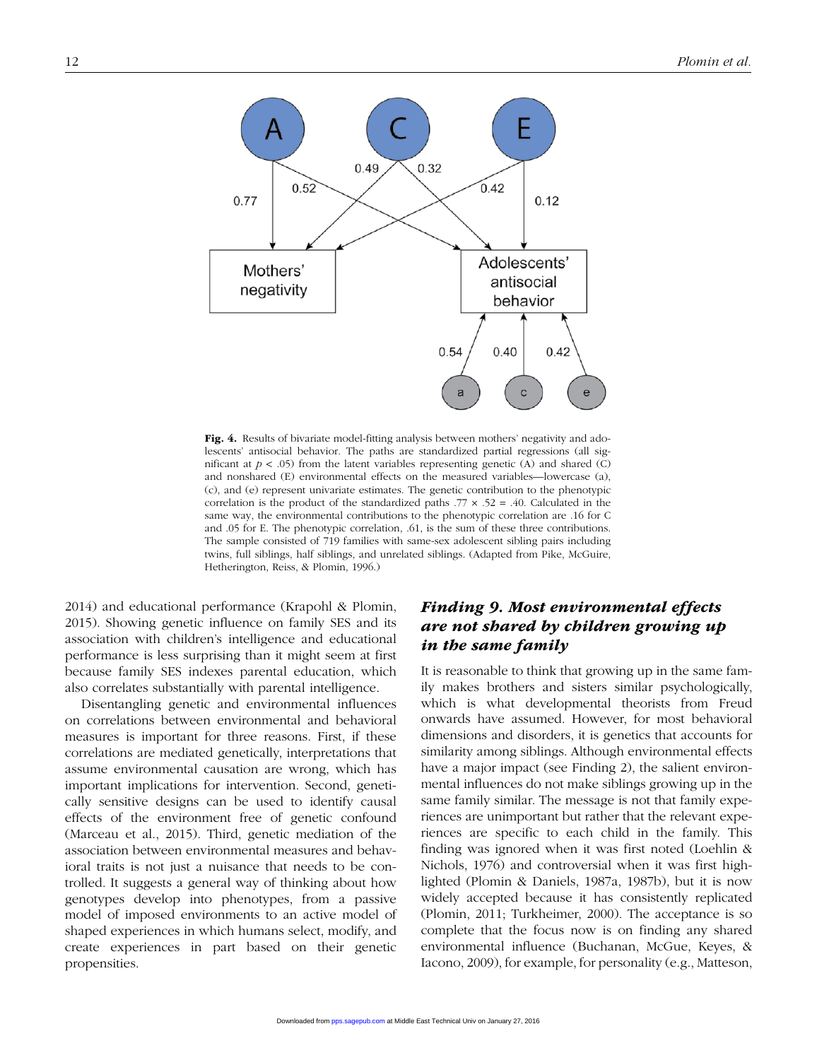Fig. 4. Results of bivariate model-fitting analysis between mothers' negativity and adolescents' antisocial behavior. The paths are standardized partial regressions (all significant at $p < .05$) from the latent variables representing genetic (A) and shared (C) and nonshared (E) environmental effects on the measured variables—lowercase (a), (c), and (e) represent univariate estimates. The genetic contribution to the phenotypic correlation is the product of the standardized paths $.77 \times .52 = .40$. Calculated in the same way, the environmental contributions to the phenotypic correlation are .16 for C and .05 for E. The phenotypic correlation, .61, is the sum of these three contributions. The sample consisted of 719 families with same-sex adolescent sibling pairs including twins, full siblings, half siblings, and unrelated siblings. (Adapted from Pike, McGuire, Hetherington, Reiss, & Plomin, 1996.)

2014) and educational performance (Krapohl & Plomin, 2015). Showing genetic influence on family SES and its association with children's intelligence and educational performance is less surprising than it might seem at first because family SES indexes parental education, which also correlates substantially with parental intelligence.

Disentangling genetic and environmental influences on correlations between environmental and behavioral measures is important for three reasons. First, if these correlations are mediated genetically, interpretations that assume environmental causation are wrong, which has important implications for intervention. Second, genetically sensitive designs can be used to identify causal effects of the environment free of genetic confound (Marceau et al., 2015). Third, genetic mediation of the association between environmental measures and behavioral traits is not just a nuisance that needs to be controlled. It suggests a general way of thinking about how genotypes develop into phenotypes, from a passive model of imposed environments to an active model of shaped experiences in which humans select, modify, and create experiences in part based on their genetic propensities.

## *Finding 9. Most environmental effects are not shared by children growing up in the same family*

It is reasonable to think that growing up in the same family makes brothers and sisters similar psychologically, which is what developmental theorists from Freud onwards have assumed. However, for most behavioral dimensions and disorders, it is genetics that accounts for similarity among siblings. Although environmental effects have a major impact (see Finding 2), the salient environmental influences do not make siblings growing up in the same family similar. The message is not that family experiences are unimportant but rather that the relevant experiences are specific to each child in the family. This finding was ignored when it was first noted (Loehlin & Nichols, 1976) and controversial when it was first highlighted (Plomin & Daniels, 1987a, 1987b), but it is now widely accepted because it has consistently replicated (Plomin, 2011; Turkheimer, 2000). The acceptance is so complete that the focus now is on finding any shared environmental influence (Buchanan, McGue, Keyes, & Iacono, 2009), for example, for personality (e.g., Matteson,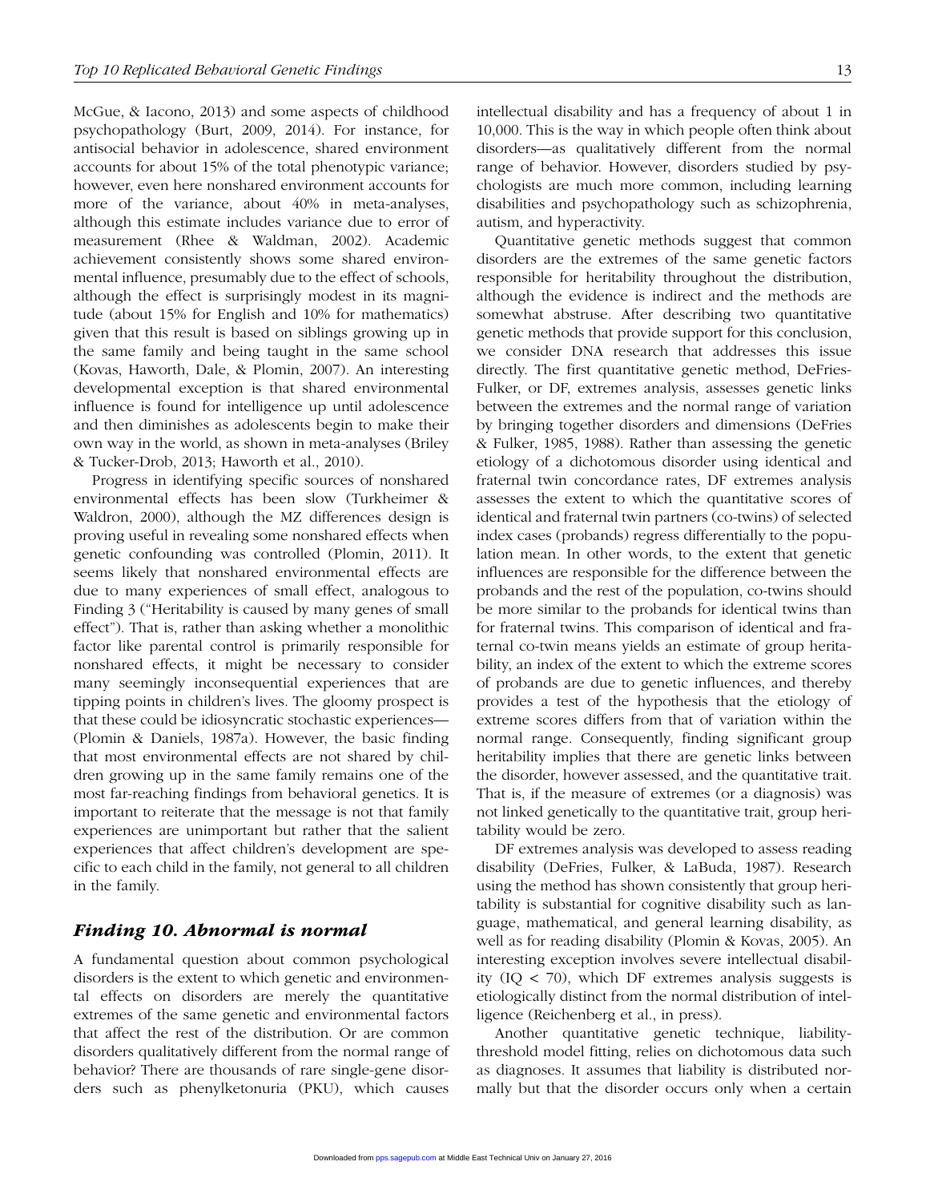McGue, & Iacono, 2013) and some aspects of childhood psychopathology (Burt, 2009, 2014). For instance, for antisocial behavior in adolescence, shared environment accounts for about 15% of the total phenotypic variance; however, even here nonshared environment accounts for more of the variance, about 40% in meta-analyses, although this estimate includes variance due to error of measurement (Rhee & Waldman, 2002). Academic achievement consistently shows some shared environmental influence, presumably due to the effect of schools, although the effect is surprisingly modest in its magnitude (about 15% for English and 10% for mathematics) given that this result is based on siblings growing up in the same family and being taught in the same school (Kovas, Haworth, Dale, & Plomin, 2007). An interesting developmental exception is that shared environmental influence is found for intelligence up until adolescence and then diminishes as adolescents begin to make their own way in the world, as shown in meta-analyses (Briley & Tucker-Drob, 2013; Haworth et al., 2010).

Progress in identifying specific sources of nonshared environmental effects has been slow (Turkheimer & Waldron, 2000), although the MZ differences design is proving useful in revealing some nonshared effects when genetic confounding was controlled (Plomin, 2011). It seems likely that nonshared environmental effects are due to many experiences of small effect, analogous to Finding 3 ("Heritability is caused by many genes of small effect"). That is, rather than asking whether a monolithic factor like parental control is primarily responsible for nonshared effects, it might be necessary to consider many seemingly inconsequential experiences that are tipping points in children's lives. The gloomy prospect is that these could be idiosyncratic stochastic experiences—(Plomin & Daniels, 1987a). However, the basic finding that most environmental effects are not shared by children growing up in the same family remains one of the most far-reaching findings from behavioral genetics. It is important to reiterate that the message is not that family experiences are unimportant but rather that the salient experiences that affect children's development are specific to each child in the family, not general to all children in the family.

## *Finding 10. Abnormal is normal*

A fundamental question about common psychological disorders is the extent to which genetic and environmental effects on disorders are merely the quantitative extremes of the same genetic and environmental factors that affect the rest of the distribution. Or are common disorders qualitatively different from the normal range of behavior? There are thousands of rare single-gene disorders such as phenylketonuria (PKU), which causes intellectual disability and has a frequency of about 1 in 10,000. This is the way in which people often think about disorders—as qualitatively different from the normal range of behavior. However, disorders studied by psychologists are much more common, including learning disabilities and psychopathology such as schizophrenia, autism, and hyperactivity.

Quantitative genetic methods suggest that common disorders are the extremes of the same genetic factors responsible for heritability throughout the distribution, although the evidence is indirect and the methods are somewhat abstruse. After describing two quantitative genetic methods that provide support for this conclusion, we consider DNA research that addresses this issue directly. The first quantitative genetic method, DeFries-Fulker, or DF, extremes analysis, assesses genetic links between the extremes and the normal range of variation by bringing together disorders and dimensions (DeFries & Fulker, 1985, 1988). Rather than assessing the genetic etiology of a dichotomous disorder using identical and fraternal twin concordance rates, DF extremes analysis assesses the extent to which the quantitative scores of identical and fraternal twin partners (co-twins) of selected index cases (probands) regress differentially to the population mean. In other words, to the extent that genetic influences are responsible for the difference between the probands and the rest of the population, co-twins should be more similar to the probands for identical twins than for fraternal twins. This comparison of identical and fraternal co-twin means yields an estimate of group heritability, an index of the extent to which the extreme scores of probands are due to genetic influences, and thereby provides a test of the hypothesis that the etiology of extreme scores differs from that of variation within the normal range. Consequently, finding significant group heritability implies that there are genetic links between the disorder, however assessed, and the quantitative trait. That is, if the measure of extremes (or a diagnosis) was not linked genetically to the quantitative trait, group heritability would be zero.

DF extremes analysis was developed to assess reading disability (DeFries, Fulker, & LaBuda, 1987). Research using the method has shown consistently that group heritability is substantial for cognitive disability such as language, mathematical, and general learning disability, as well as for reading disability (Plomin & Kovas, 2005). An interesting exception involves severe intellectual disability (IQ < 70), which DF extremes analysis suggests is etiologically distinct from the normal distribution of intelligence (Reichenberg et al., in press).

Another quantitative genetic technique, liability-threshold model fitting, relies on dichotomous data such as diagnoses. It assumes that liability is distributed normally but that the disorder occurs only when a certain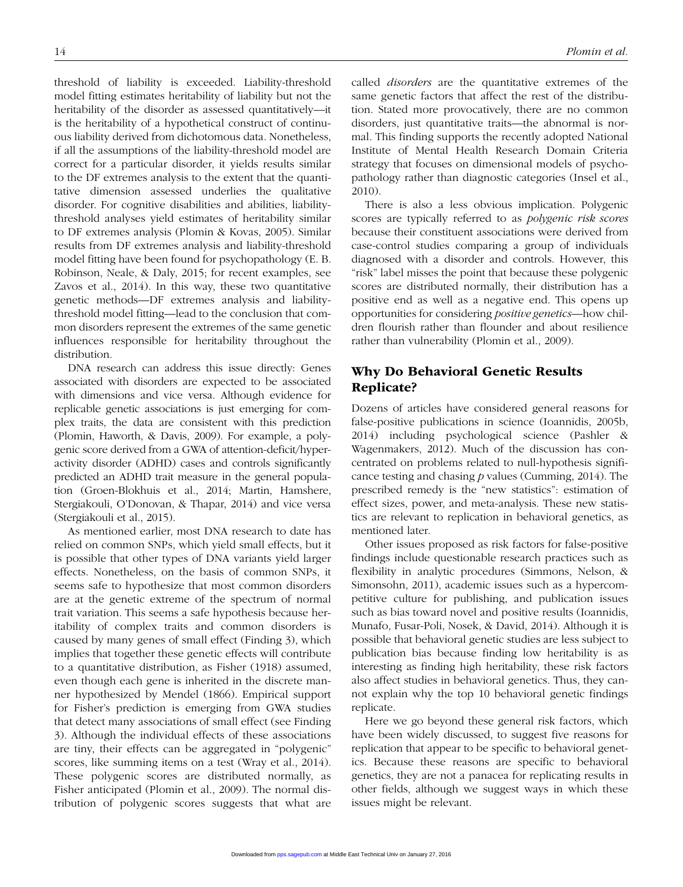threshold of liability is exceeded. Liability-threshold model fitting estimates heritability of liability but not the heritability of the disorder as assessed quantitatively—it is the heritability of a hypothetical construct of continuous liability derived from dichotomous data. Nonetheless, if all the assumptions of the liability-threshold model are correct for a particular disorder, it yields results similar to the DF extremes analysis to the extent that the quantitative dimension assessed underlies the qualitative disorder. For cognitive disabilities and abilities, liability-threshold analyses yield estimates of heritability similar to DF extremes analysis (Plomin & Kovas, 2005). Similar results from DF extremes analysis and liability-threshold model fitting have been found for psychopathology (E. B. Robinson, Neale, & Daly, 2015; for recent examples, see Zavos et al., 2014). In this way, these two quantitative genetic methods—DF extremes analysis and liability-threshold model fitting—lead to the conclusion that common disorders represent the extremes of the same genetic influences responsible for heritability throughout the distribution.

DNA research can address this issue directly: Genes associated with disorders are expected to be associated with dimensions and vice versa. Although evidence for replicable genetic associations is just emerging for complex traits, the data are consistent with this prediction (Plomin, Haworth, & Davis, 2009). For example, a polygenic score derived from a GWA of attention-deficit/hyperactivity disorder (ADHD) cases and controls significantly predicted an ADHD trait measure in the general population (Groen-Blokhuis et al., 2014; Martin, Hamshere, Stergiakouli, O'Donovan, & Thapar, 2014) and vice versa (Stergiakouli et al., 2015).

As mentioned earlier, most DNA research to date has relied on common SNPs, which yield small effects, but it is possible that other types of DNA variants yield larger effects. Nonetheless, on the basis of common SNPs, it seems safe to hypothesize that most common disorders are at the genetic extreme of the spectrum of normal trait variation. This seems a safe hypothesis because heritability of complex traits and common disorders is caused by many genes of small effect (Finding 3), which implies that together these genetic effects will contribute to a quantitative distribution, as Fisher (1918) assumed, even though each gene is inherited in the discrete manner hypothesized by Mendel (1866). Empirical support for Fisher's prediction is emerging from GWA studies that detect many associations of small effect (see Finding 3). Although the individual effects of these associations are tiny, their effects can be aggregated in "polygenic" scores, like summing items on a test (Wray et al., 2014). These polygenic scores are distributed normally, as Fisher anticipated (Plomin et al., 2009). The normal distribution of polygenic scores suggests that what are called *disorders* are the quantitative extremes of the same genetic factors that affect the rest of the distribution. Stated more provocatively, there are no common disorders, just quantitative traits—the abnormal is normal. This finding supports the recently adopted National Institute of Mental Health Research Domain Criteria strategy that focuses on dimensional models of psychopathology rather than diagnostic categories (Insel et al., 2010).

There is also a less obvious implication. Polygenic scores are typically referred to as *polygenic risk scores* because their constituent associations were derived from case-control studies comparing a group of individuals diagnosed with a disorder and controls. However, this "risk" label misses the point that because these polygenic scores are distributed normally, their distribution has a positive end as well as a negative end. This opens up opportunities for considering *positive genetics*—how children flourish rather than flounder and about resilience rather than vulnerability (Plomin et al., 2009).

## Why Do Behavioral Genetic Results Replicate?

Dozens of articles have considered general reasons for false-positive publications in science (Ioannidis, 2005b, 2014) including psychological science (Pashler & Wagenmakers, 2012). Much of the discussion has concentrated on problems related to null-hypothesis significance testing and chasing *p* values (Cumming, 2014). The prescribed remedy is the "new statistics": estimation of effect sizes, power, and meta-analysis. These new statistics are relevant to replication in behavioral genetics, as mentioned later.

Other issues proposed as risk factors for false-positive findings include questionable research practices such as flexibility in analytic procedures (Simmons, Nelson, & Simonsohn, 2011), academic issues such as a hypercompetitive culture for publishing, and publication issues such as bias toward novel and positive results (Ioannidis, Munafo, Fusar-Poli, Nosek, & David, 2014). Although it is possible that behavioral genetic studies are less subject to publication bias because finding low heritability is as interesting as finding high heritability, these risk factors also affect studies in behavioral genetics. Thus, they cannot explain why the top 10 behavioral genetic findings replicate.

Here we go beyond these general risk factors, which have been widely discussed, to suggest five reasons for replication that appear to be specific to behavioral genetics. Because these reasons are specific to behavioral genetics, they are not a panacea for replicating results in other fields, although we suggest ways in which these issues might be relevant.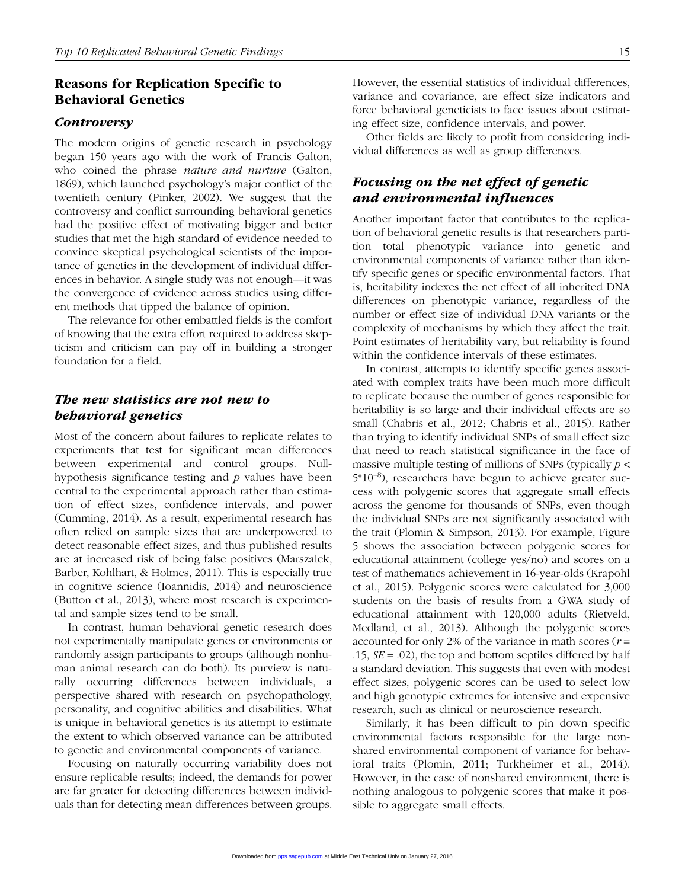## Reasons for Replication Specific to Behavioral Genetics

### *Controversy*

The modern origins of genetic research in psychology began 150 years ago with the work of Francis Galton, who coined the phrase *nature and nurture* (Galton, 1869), which launched psychology's major conflict of the twentieth century (Pinker, 2002). We suggest that the controversy and conflict surrounding behavioral genetics had the positive effect of motivating bigger and better studies that met the high standard of evidence needed to convince skeptical psychological scientists of the importance of genetics in the development of individual differences in behavior. A single study was not enough—it was the convergence of evidence across studies using different methods that tipped the balance of opinion.

The relevance for other embattled fields is the comfort of knowing that the extra effort required to address skepticism and criticism can pay off in building a stronger foundation for a field.

### *The new statistics are not new to behavioral genetics*

Most of the concern about failures to replicate relates to experiments that test for significant mean differences between experimental and control groups. Null-hypothesis significance testing and *p* values have been central to the experimental approach rather than estimation of effect sizes, confidence intervals, and power (Cumming, 2014). As a result, experimental research has often relied on sample sizes that are underpowered to detect reasonable effect sizes, and thus published results are at increased risk of being false positives (Marszalek, Barber, Kohlhart, & Holmes, 2011). This is especially true in cognitive science (Ioannidis, 2014) and neuroscience (Button et al., 2013), where most research is experimental and sample sizes tend to be small.

In contrast, human behavioral genetic research does not experimentally manipulate genes or environments or randomly assign participants to groups (although nonhuman animal research can do both). Its purview is naturally occurring differences between individuals, a perspective shared with research on psychopathology, personality, and cognitive abilities and disabilities. What is unique in behavioral genetics is its attempt to estimate the extent to which observed variance can be attributed to genetic and environmental components of variance.

Focusing on naturally occurring variability does not ensure replicable results; indeed, the demands for power are far greater for detecting differences between individuals than for detecting mean differences between groups. However, the essential statistics of individual differences, variance and covariance, are effect size indicators and force behavioral geneticists to face issues about estimating effect size, confidence intervals, and power.

Other fields are likely to profit from considering individual differences as well as group differences.

### *Focusing on the net effect of genetic and environmental influences*

Another important factor that contributes to the replication of behavioral genetic results is that researchers partition total phenotypic variance into genetic and environmental components of variance rather than identify specific genes or specific environmental factors. That is, heritability indexes the net effect of all inherited DNA differences on phenotypic variance, regardless of the number or effect size of individual DNA variants or the complexity of mechanisms by which they affect the trait. Point estimates of heritability vary, but reliability is found within the confidence intervals of these estimates.

In contrast, attempts to identify specific genes associated with complex traits have been much more difficult to replicate because the number of genes responsible for heritability is so large and their individual effects are so small (Chabris et al., 2012; Chabris et al., 2015). Rather than trying to identify individual SNPs of small effect size that need to reach statistical significance in the face of massive multiple testing of millions of SNPs (typically $p < 5*10^{-8}$), researchers have begun to achieve greater success with polygenic scores that aggregate small effects across the genome for thousands of SNPs, even though the individual SNPs are not significantly associated with the trait (Plomin & Simpson, 2013). For example, Figure 5 shows the association between polygenic scores for educational attainment (college yes/no) and scores on a test of mathematics achievement in 16-year-olds (Krapohl et al., 2015). Polygenic scores were calculated for 3,000 students on the basis of results from a GWA study of educational attainment with 120,000 adults (Rietveld, Medland, et al., 2013). Although the polygenic scores accounted for only 2% of the variance in math scores ($r = .15$, $SE = .02$), the top and bottom septiles differed by half a standard deviation. This suggests that even with modest effect sizes, polygenic scores can be used to select low and high genotypic extremes for intensive and expensive research, such as clinical or neuroscience research.

Similarly, it has been difficult to pin down specific environmental factors responsible for the large nonshared environmental component of variance for behavioral traits (Plomin, 2011; Turkheimer et al., 2014). However, in the case of nonshared environment, there is nothing analogous to polygenic scores that make it possible to aggregate small effects.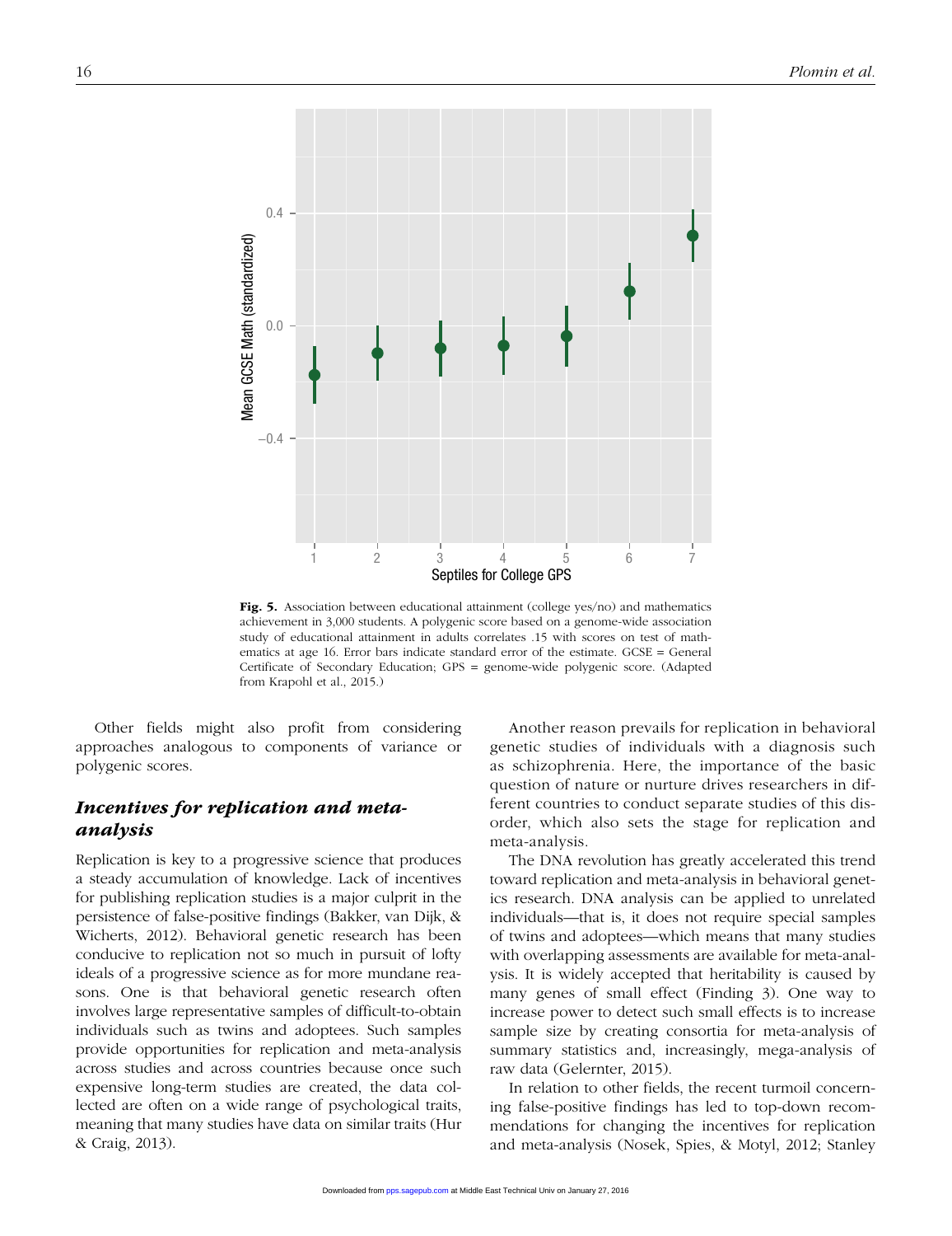**Fig. 5.** Association between educational attainment (college yes/no) and mathematics achievement in 3,000 students. A polygenic score based on a genome-wide association study of educational attainment in adults correlates .15 with scores on test of mathematics at age 16. Error bars indicate standard error of the estimate. GCSE = General Certificate of Secondary Education; GPS = genome-wide polygenic score. (Adapted from Krapohl et al., 2015.)

Other fields might also profit from considering approaches analogous to components of variance or polygenic scores.

### *Incentives for replication and meta-analysis*

Replication is key to a progressive science that produces a steady accumulation of knowledge. Lack of incentives for publishing replication studies is a major culprit in the persistence of false-positive findings (Bakker, van Dijk, & Wicherts, 2012). Behavioral genetic research has been conducive to replication not so much in pursuit of lofty ideals of a progressive science as for more mundane reasons. One is that behavioral genetic research often involves large representative samples of difficult-to-obtain individuals such as twins and adoptees. Such samples provide opportunities for replication and meta-analysis across studies and across countries because once such expensive long-term studies are created, the data collected are often on a wide range of psychological traits, meaning that many studies have data on similar traits (Hur & Craig, 2013).

Another reason prevails for replication in behavioral genetic studies of individuals with a diagnosis such as schizophrenia. Here, the importance of the basic question of nature or nurture drives researchers in different countries to conduct separate studies of this disorder, which also sets the stage for replication and meta-analysis.

The DNA revolution has greatly accelerated this trend toward replication and meta-analysis in behavioral genetics research. DNA analysis can be applied to unrelated individuals—that is, it does not require special samples of twins and adoptees—which means that many studies with overlapping assessments are available for meta-analysis. It is widely accepted that heritability is caused by many genes of small effect (Finding 3). One way to increase power to detect such small effects is to increase sample size by creating consortia for meta-analysis of summary statistics and, increasingly, mega-analysis of raw data (Gelernter, 2015).

In relation to other fields, the recent turmoil concerning false-positive findings has led to top-down recommendations for changing the incentives for replication and meta-analysis (Nosek, Spies, & Motyl, 2012; Stanley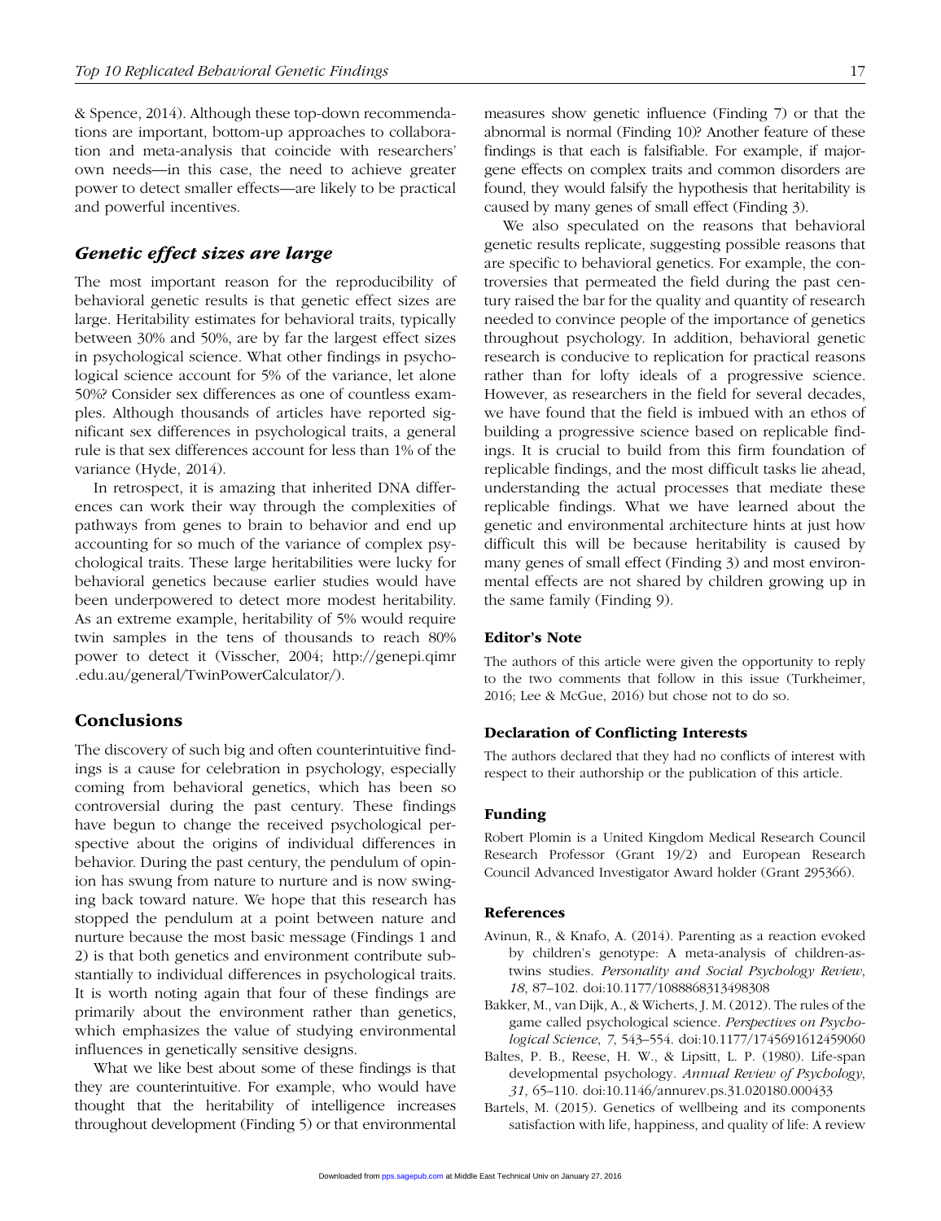& Spence, 2014). Although these top-down recommendations are important, bottom-up approaches to collaboration and meta-analysis that coincide with researchers' own needs—in this case, the need to achieve greater power to detect smaller effects—are likely to be practical and powerful incentives.

### *Genetic effect sizes are large*

The most important reason for the reproducibility of behavioral genetic results is that genetic effect sizes are large. Heritability estimates for behavioral traits, typically between 30% and 50%, are by far the largest effect sizes in psychological science. What other findings in psychological science account for 5% of the variance, let alone 50%? Consider sex differences as one of countless examples. Although thousands of articles have reported significant sex differences in psychological traits, a general rule is that sex differences account for less than 1% of the variance (Hyde, 2014).

In retrospect, it is amazing that inherited DNA differences can work their way through the complexities of pathways from genes to brain to behavior and end up accounting for so much of the variance of complex psychological traits. These large heritabilities were lucky for behavioral genetics because earlier studies would have been underpowered to detect more modest heritability. As an extreme example, heritability of 5% would require twin samples in the tens of thousands to reach 80% power to detect it (Visscher, 2004; http://genepi.qimr.edu.au/general/TwinPowerCalculator/).

## Conclusions

The discovery of such big and often counterintuitive findings is a cause for celebration in psychology, especially coming from behavioral genetics, which has been so controversial during the past century. These findings have begun to change the received psychological perspective about the origins of individual differences in behavior. During the past century, the pendulum of opinion has swung from nature to nurture and is now swinging back toward nature. We hope that this research has stopped the pendulum at a point between nature and nurture because the most basic message (Findings 1 and 2) is that both genetics and environment contribute substantially to individual differences in psychological traits. It is worth noting again that four of these findings are primarily about the environment rather than genetics, which emphasizes the value of studying environmental influences in genetically sensitive designs.

What we like best about some of these findings is that they are counterintuitive. For example, who would have thought that the heritability of intelligence increases throughout development (Finding 5) or that environmental measures show genetic influence (Finding 7) or that the abnormal is normal (Finding 10)? Another feature of these findings is that each is falsifiable. For example, if major-gene effects on complex traits and common disorders are found, they would falsify the hypothesis that heritability is caused by many genes of small effect (Finding 3).

We also speculated on the reasons that behavioral genetic results replicate, suggesting possible reasons that are specific to behavioral genetics. For example, the controversies that permeated the field during the past century raised the bar for the quality and quantity of research needed to convince people of the importance of genetics throughout psychology. In addition, behavioral genetic research is conducive to replication for practical reasons rather than for lofty ideals of a progressive science. However, as researchers in the field for several decades, we have found that the field is imbued with an ethos of building a progressive science based on replicable findings. It is crucial to build from this firm foundation of replicable findings, and the most difficult tasks lie ahead, understanding the actual processes that mediate these replicable findings. What we have learned about the genetic and environmental architecture hints at just how difficult this will be because heritability is caused by many genes of small effect (Finding 3) and most environmental effects are not shared by children growing up in the same family (Finding 9).

### Editor's Note

The authors of this article were given the opportunity to reply to the two comments that follow in this issue (Turkheimer, 2016; Lee & McGue, 2016) but chose not to do so.

### Declaration of Conflicting Interests

The authors declared that they had no conflicts of interest with respect to their authorship or the publication of this article.

### Funding

Robert Plomin is a United Kingdom Medical Research Council Research Professor (Grant 19/2) and European Research Council Advanced Investigator Award holder (Grant 295366).

### References

Avinun, R., & Knafo, A. (2014). Parenting as a reaction evoked by children's genotype: A meta-analysis of children-as-twins studies. *Personality and Social Psychology Review*, *18*, 87–102. doi:10.1177/1088868313498308

Bakker, M., van Dijk, A., & Wicherts, J. M. (2012). The rules of the game called psychological science. *Perspectives on Psychological Science*, *7*, 543–554. doi:10.1177/1745691612459060

Baltes, P. B., Reese, H. W., & Lipsitt, L. P. (1980). Life-span developmental psychology. *Annual Review of Psychology*, *31*, 65–110. doi:10.1146/annurev.ps.31.020180.000433

Bartels, M. (2015). Genetics of wellbeing and its components satisfaction with life, happiness, and quality of life: A review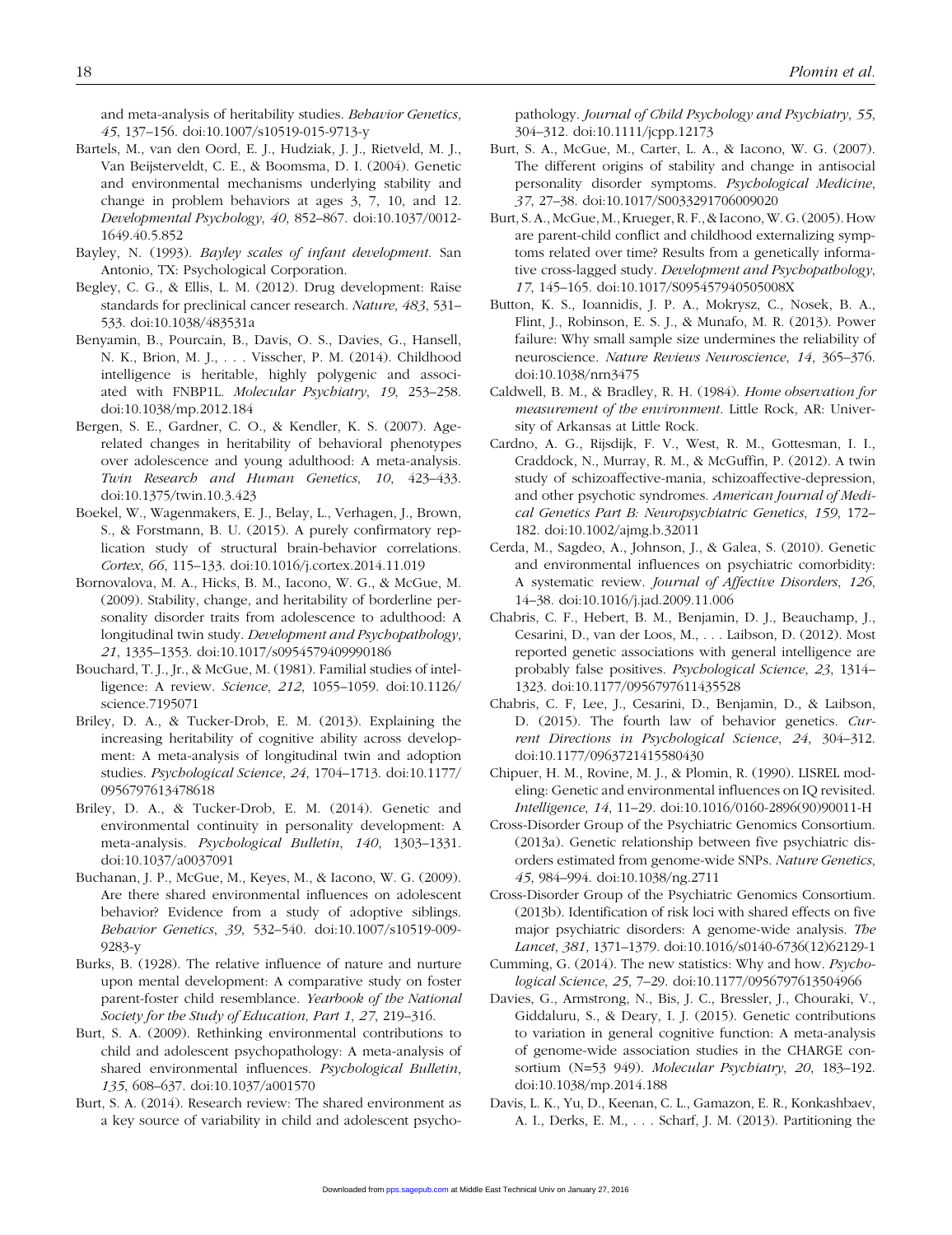and meta-analysis of heritability studies. *Behavior Genetics*, *45*, 137–156. doi:10.1007/s10519-015-9713-y

Bartels, M., van den Oord, E. J., Hudziak, J. J., Rietveld, M. J., Van Beijsterveldt, C. E., & Boomsma, D. I. (2004). Genetic and environmental mechanisms underlying stability and change in problem behaviors at ages 3, 7, 10, and 12. *Developmental Psychology*, *40*, 852–867. doi:10.1037/0012-1649.40.5.852

Bayley, N. (1993). *Bayley scales of infant development*. San Antonio, TX: Psychological Corporation.

Begley, C. G., & Ellis, L. M. (2012). Drug development: Raise standards for preclinical cancer research. *Nature*, *483*, 531–533. doi:10.1038/483531a

Benyamin, B., Pourcain, B., Davis, O. S., Davies, G., Hansell, N. K., Brion, M. J., . . . Visscher, P. M. (2014). Childhood intelligence is heritable, highly polygenic and associated with FNBP1L. *Molecular Psychiatry*, *19*, 253–258. doi:10.1038/mp.2012.184

Bergen, S. E., Gardner, C. O., & Kendler, K. S. (2007). Age-related changes in heritability of behavioral phenotypes over adolescence and young adulthood: A meta-analysis. *Twin Research and Human Genetics*, *10*, 423–433. doi:10.1375/twin.10.3.423

Boekel, W., Wagenmakers, E. J., Belay, L., Verhagen, J., Brown, S., & Forstmann, B. U. (2015). A purely confirmatory replication study of structural brain-behavior correlations. *Cortex*, *66*, 115–133. doi:10.1016/j.cortex.2014.11.019

Bornovalova, M. A., Hicks, B. M., Iacono, W. G., & McGue, M. (2009). Stability, change, and heritability of borderline personality disorder traits from adolescence to adulthood: A longitudinal twin study. *Development and Psychopathology*, *21*, 1335–1353. doi:10.1017/s0954579409990186

Bouchard, T. J., Jr., & McGue, M. (1981). Familial studies of intelligence: A review. *Science*, *212*, 1055–1059. doi:10.1126/science.7195071

Briley, D. A., & Tucker-Drob, E. M. (2013). Explaining the increasing heritability of cognitive ability across development: A meta-analysis of longitudinal twin and adoption studies. *Psychological Science*, *24*, 1704–1713. doi:10.1177/0956797613478618

Briley, D. A., & Tucker-Drob, E. M. (2014). Genetic and environmental continuity in personality development: A meta-analysis. *Psychological Bulletin*, *140*, 1303–1331. doi:10.1037/a0037091

Buchanan, J. P., McGue, M., Keyes, M., & Iacono, W. G. (2009). Are there shared environmental influences on adolescent behavior? Evidence from a study of adoptive siblings. *Behavior Genetics*, *39*, 532–540. doi:10.1007/s10519-009-9283-y

Burks, B. (1928). The relative influence of nature and nurture upon mental development: A comparative study on foster parent-foster child resemblance. *Yearbook of the National Society for the Study of Education, Part 1*, *27*, 219–316.

Burt, S. A. (2009). Rethinking environmental contributions to child and adolescent psychopathology: A meta-analysis of shared environmental influences. *Psychological Bulletin*, *135*, 608–637. doi:10.1037/a001570

Burt, S. A. (2014). Research review: The shared environment as a key source of variability in child and adolescent psychopathology. *Journal of Child Psychology and Psychiatry*, *55*, 304–312. doi:10.1111/jcpp.12173

Burt, S. A., McGue, M., Carter, L. A., & Iacono, W. G. (2007). The different origins of stability and change in antisocial personality disorder symptoms. *Psychological Medicine*, *37*, 27–38. doi:10.1017/S0033291706009020

Burt, S. A., McGue, M., Krueger, R. F., & Iacono, W. G. (2005). How are parent-child conflict and childhood externalizing symptoms related over time? Results from a genetically informative cross-lagged study. *Development and Psychopathology*, *17*, 145–165. doi:10.1017/S095457940505008X

Button, K. S., Ioannidis, J. P. A., Mokrysz, C., Nosek, B. A., Flint, J., Robinson, E. S. J., & Munafo, M. R. (2013). Power failure: Why small sample size undermines the reliability of neuroscience. *Nature Reviews Neuroscience*, *14*, 365–376. doi:10.1038/nrn3475

Caldwell, B. M., & Bradley, R. H. (1984). *Home observation for measurement of the environment*. Little Rock, AR: University of Arkansas at Little Rock.

Cardno, A. G., Rijsdijk, F. V., West, R. M., Gottesman, I. I., Craddock, N., Murray, R. M., & McGuffin, P. (2012). A twin study of schizoaffective-mania, schizoaffective-depression, and other psychotic syndromes. *American Journal of Medical Genetics Part B: Neuropsychiatric Genetics*, *159*, 172–182. doi:10.1002/ajmg.b.32011

Cerda, M., Sagdeo, A., Johnson, J., & Galea, S. (2010). Genetic and environmental influences on psychiatric comorbidity: A systematic review. *Journal of Affective Disorders*, *126*, 14–38. doi:10.1016/j.jad.2009.11.006

Chabris, C. F., Hebert, B. M., Benjamin, D. J., Beauchamp, J., Cesarini, D., van der Loos, M., . . . Laibson, D. (2012). Most reported genetic associations with general intelligence are probably false positives. *Psychological Science*, *23*, 1314–1323. doi:10.1177/0956797611435528

Chabris, C. F, Lee, J., Cesarini, D., Benjamin, D., & Laibson, D. (2015). The fourth law of behavior genetics. *Current Directions in Psychological Science*, *24*, 304–312. doi:10.1177/0963721415580430

Chipuer, H. M., Rovine, M. J., & Plomin, R. (1990). LISREL modeling: Genetic and environmental influences on IQ revisited. *Intelligence*, *14*, 11–29. doi:10.1016/0160-2896(90)90011-H

Cross-Disorder Group of the Psychiatric Genomics Consortium. (2013a). Genetic relationship between five psychiatric disorders estimated from genome-wide SNPs. *Nature Genetics*, *45*, 984–994. doi:10.1038/ng.2711

Cross-Disorder Group of the Psychiatric Genomics Consortium. (2013b). Identification of risk loci with shared effects on five major psychiatric disorders: A genome-wide analysis. *The Lancet*, *381*, 1371–1379. doi:10.1016/s0140-6736(12)62129-1

Cumming, G. (2014). The new statistics: Why and how. *Psychological Science*, *25*, 7–29. doi:10.1177/0956797613504966

Davies, G., Armstrong, N., Bis, J. C., Bressler, J., Chouraki, V., Giddaluru, S., & Deary, I. J. (2015). Genetic contributions to variation in general cognitive function: A meta-analysis of genome-wide association studies in the CHARGE consortium (N=53 949). *Molecular Psychiatry*, *20*, 183–192. doi:10.1038/mp.2014.188

Davis, L. K., Yu, D., Keenan, C. L., Gamazon, E. R., Konkashbaev, A. I., Derks, E. M., . . . Scharf, J. M. (2013). Partitioning the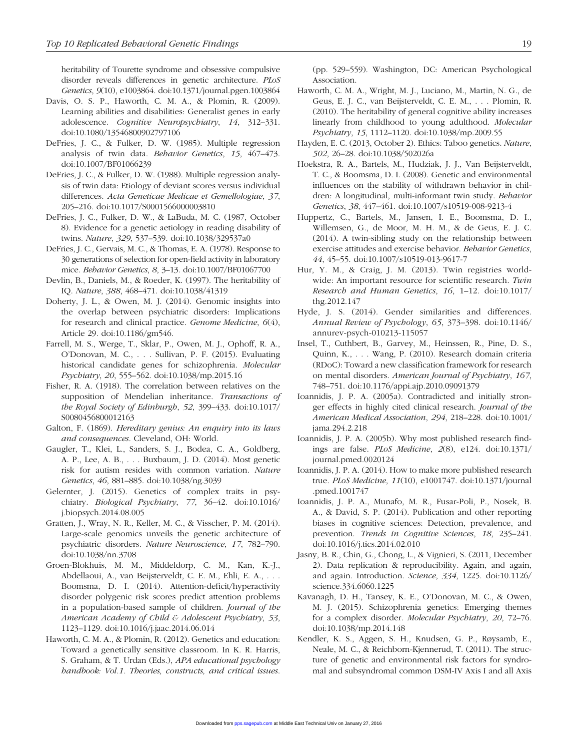heritability of Tourette syndrome and obsessive compulsive disorder reveals differences in genetic architecture. *PLoS Genetics*, *9*(10), e1003864. doi:10.1371/journal.pgen.1003864

Davis, O. S. P., Haworth, C. M. A., & Plomin, R. (2009). Learning abilities and disabilities: Generalist genes in early adolescence. *Cognitive Neuropsychiatry*, *14*, 312–331. doi:10.1080/13546800902797106

DeFries, J. C., & Fulker, D. W. (1985). Multiple regression analysis of twin data. *Behavior Genetics*, *15*, 467–473. doi:10.1007/BF01066239

DeFries, J. C., & Fulker, D. W. (1988). Multiple regression analysis of twin data: Etiology of deviant scores versus individual differences. *Acta Geneticae Medicae et Gemellologiae*, *37*, 205–216. doi:10.1017/S0001566000003810

DeFries, J. C., Fulker, D. W., & LaBuda, M. C. (1987, October 8). Evidence for a genetic aetiology in reading disability of twins. *Nature*, *329*, 537–539. doi:10.1038/329537a0

DeFries, J. C., Gervais, M. C., & Thomas, E. A. (1978). Response to 30 generations of selection for open-field activity in laboratory mice. *Behavior Genetics*, *8*, 3–13. doi:10.1007/BF01067700

Devlin, B., Daniels, M., & Roeder, K. (1997). The heritability of IQ. *Nature*, *388*, 468–471. doi:10.1038/41319

Doherty, J. L., & Owen, M. J. (2014). Genomic insights into the overlap between psychiatric disorders: Implications for research and clinical practice. *Genome Medicine*, *6*(4), Article 29. doi:10.1186/gm546.

Farrell, M. S., Werge, T., Sklar, P., Owen, M. J., Ophoff, R. A., O'Donovan, M. C., . . . Sullivan, P. F. (2015). Evaluating historical candidate genes for schizophrenia. *Molecular Psychiatry*, *20*, 555–562. doi:10.1038/mp.2015.16

Fisher, R. A. (1918). The correlation between relatives on the supposition of Mendelian inheritance. *Transactions of the Royal Society of Edinburgh*, *52*, 399–433. doi:10.1017/S0080456800012163

Galton, F. (1869). *Hereditary genius: An enquiry into its laws and consequences*. Cleveland, OH: World.

Gaugler, T., Klei, L., Sanders, S. J., Bodea, C. A., Goldberg, A. P., Lee, A. B., . . . Buxbaum, J. D. (2014). Most genetic risk for autism resides with common variation. *Nature Genetics*, *46*, 881–885. doi:10.1038/ng.3039

Gelernter, J. (2015). Genetics of complex traits in psychiatry. *Biological Psychiatry*, *77*, 36–42. doi:10.1016/j.biopsych.2014.08.005

Gratten, J., Wray, N. R., Keller, M. C., & Visscher, P. M. (2014). Large-scale genomics unveils the genetic architecture of psychiatric disorders. *Nature Neuroscience*, *17*, 782–790. doi:10.1038/nn.3708

Groen-Blokhuis, M. M., Middeldorp, C. M., Kan, K.-J., Abdellaoui, A., van Beijsterveldt, C. E. M., Ehli, E. A., . . . Boomsma, D. I. (2014). Attention-deficit/hyperactivity disorder polygenic risk scores predict attention problems in a population-based sample of children. *Journal of the American Academy of Child & Adolescent Psychiatry*, *53*, 1123–1129. doi:10.1016/j.jaac.2014.06.014

Haworth, C. M. A., & Plomin, R. (2012). Genetics and education: Toward a genetically sensitive classroom. In K. R. Harris, S. Graham, & T. Urdan (Eds.), *APA educational psychology handbook: Vol.1. Theories, constructs, and critical issues*. (pp. 529–559). Washington, DC: American Psychological Association.

Haworth, C. M. A., Wright, M. J., Luciano, M., Martin, N. G., de Geus, E. J. C., van Beijsterveldt, C. E. M., . . . Plomin, R. (2010). The heritability of general cognitive ability increases linearly from childhood to young adulthood. *Molecular Psychiatry*, *15*, 1112–1120. doi:10.1038/mp.2009.55

Hayden, E. C. (2013, October 2). Ethics: Taboo genetics. *Nature*, *502*, 26–28. doi:10.1038/502026a

Hoekstra, R. A., Bartels, M., Hudziak, J. J., Van Beijsterveldt, T. C., & Boomsma, D. I. (2008). Genetic and environmental influences on the stability of withdrawn behavior in children: A longitudinal, multi-informant twin study. *Behavior Genetics*, *38*, 447–461. doi:10.1007/s10519-008-9213-4

Huppertz, C., Bartels, M., Jansen, I. E., Boomsma, D. I., Willemsen, G., de Moor, M. H. M., & de Geus, E. J. C. (2014). A twin-sibling study on the relationship between exercise attitudes and exercise behavior. *Behavior Genetics*, *44*, 45–55. doi:10.1007/s10519-013-9617-7

Hur, Y. M., & Craig, J. M. (2013). Twin registries worldwide: An important resource for scientific research. *Twin Research and Human Genetics*, *16*, 1–12. doi:10.1017/thg.2012.147

Hyde, J. S. (2014). Gender similarities and differences. *Annual Review of Psychology*, *65*, 373–398. doi:10.1146/annurev-psych-010213-115057

Insel, T., Cuthbert, B., Garvey, M., Heinssen, R., Pine, D. S., Quinn, K., . . . Wang, P. (2010). Research domain criteria (RDoC): Toward a new classification framework for research on mental disorders. *American Journal of Psychiatry*, *167*, 748–751. doi:10.1176/appi.ajp.2010.09091379

Ioannidis, J. P. A. (2005a). Contradicted and initially stronger effects in highly cited clinical research. *Journal of the American Medical Association*, *294*, 218–228. doi:10.1001/jama.294.2.218

Ioannidis, J. P. A. (2005b). Why most published research findings are false. *PLoS Medicine*, *2*(8), e124. doi:10.1371/journal.pmed.0020124

Ioannidis, J. P. A. (2014). How to make more published research true. *PLoS Medicine*, *11*(10), e1001747. doi:10.1371/journal.pmed.1001747

Ioannidis, J. P. A., Munafo, M. R., Fusar-Poli, P., Nosek, B. A., & David, S. P. (2014). Publication and other reporting biases in cognitive sciences: Detection, prevalence, and prevention. *Trends in Cognitive Sciences*, *18*, 235–241. doi:10.1016/j.tics.2014.02.010

Jasny, B. R., Chin, G., Chong, L., & Vignieri, S. (2011, December 2). Data replication & reproducibility. Again, and again, and again. Introduction. *Science*, *334*, 1225. doi:10.1126/science.334.6060.1225

Kavanagh, D. H., Tansey, K. E., O'Donovan, M. C., & Owen, M. J. (2015). Schizophrenia genetics: Emerging themes for a complex disorder. *Molecular Psychiatry*, *20*, 72–76. doi:10.1038/mp.2014.148

Kendler, K. S., Aggen, S. H., Knudsen, G. P., Røysamb, E., Neale, M. C., & Reichborn-Kjennerud, T. (2011). The structure of genetic and environmental risk factors for syndromal and subsyndromal common DSM-IV Axis I and all Axis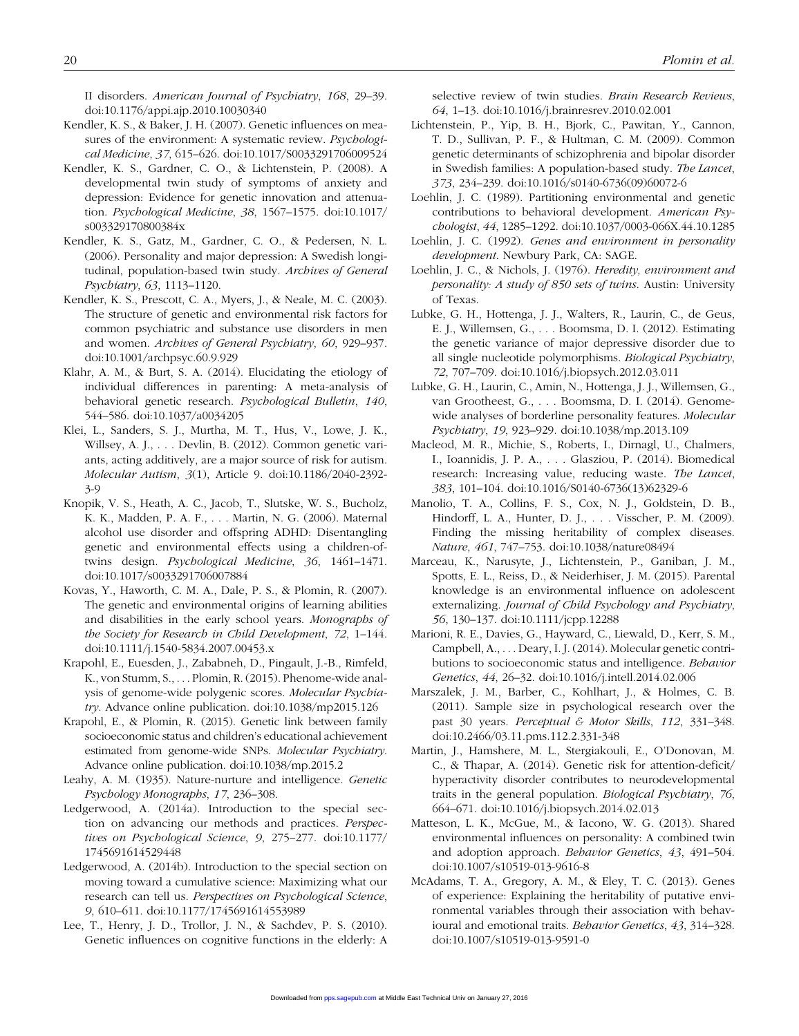II disorders. *American Journal of Psychiatry*, *168*, 29–39. doi:10.1176/appi.ajp.2010.10030340

Kendler, K. S., & Baker, J. H. (2007). Genetic influences on measures of the environment: A systematic review. *Psychological Medicine*, *37*, 615–626. doi:10.1017/S0033291706009524

Kendler, K. S., Gardner, C. O., & Lichtenstein, P. (2008). A developmental twin study of symptoms of anxiety and depression: Evidence for genetic innovation and attenuation. *Psychological Medicine*, *38*, 1567–1575. doi:10.1017/s003329170800384x

Kendler, K. S., Gatz, M., Gardner, C. O., & Pedersen, N. L. (2006). Personality and major depression: A Swedish longitudinal, population-based twin study. *Archives of General Psychiatry*, *63*, 1113–1120.

Kendler, K. S., Prescott, C. A., Myers, J., & Neale, M. C. (2003). The structure of genetic and environmental risk factors for common psychiatric and substance use disorders in men and women. *Archives of General Psychiatry*, *60*, 929–937. doi:10.1001/archpsyc.60.9.929

Klahr, A. M., & Burt, S. A. (2014). Elucidating the etiology of individual differences in parenting: A meta-analysis of behavioral genetic research. *Psychological Bulletin*, *140*, 544–586. doi:10.1037/a0034205

Klei, L., Sanders, S. J., Murtha, M. T., Hus, V., Lowe, J. K., Willsey, A. J., . . . Devlin, B. (2012). Common genetic variants, acting additively, are a major source of risk for autism. *Molecular Autism*, *3*(1), Article 9. doi:10.1186/2040-2392-3-9

Knopik, V. S., Heath, A. C., Jacob, T., Slutske, W. S., Bucholz, K. K., Madden, P. A. F., . . . Martin, N. G. (2006). Maternal alcohol use disorder and offspring ADHD: Disentangling genetic and environmental effects using a children-of-twins design. *Psychological Medicine*, *36*, 1461–1471. doi:10.1017/s0033291706007884

Kovas, Y., Haworth, C. M. A., Dale, P. S., & Plomin, R. (2007). The genetic and environmental origins of learning abilities and disabilities in the early school years. *Monographs of the Society for Research in Child Development*, *72*, 1–144. doi:10.1111/j.1540-5834.2007.00453.x

Krapohl, E., Euesden, J., Zabaneh, D., Pingault, J.-B., Rimfeld, K., von Stumm, S., . . . Plomin, R. (2015). Phenome-wide analysis of genome-wide polygenic scores. *Molecular Psychiatry*. Advance online publication. doi:10.1038/mp2015.126

Krapohl, E., & Plomin, R. (2015). Genetic link between family socioeconomic status and children's educational achievement estimated from genome-wide SNPs. *Molecular Psychiatry*. Advance online publication. doi:10.1038/mp.2015.2

Leahy, A. M. (1935). Nature-nurture and intelligence. *Genetic Psychology Monographs*, *17*, 236–308.

Ledgerwood, A. (2014a). Introduction to the special section on advancing our methods and practices. *Perspectives on Psychological Science*, *9*, 275–277. doi:10.1177/1745691614529448

Ledgerwood, A. (2014b). Introduction to the special section on moving toward a cumulative science: Maximizing what our research can tell us. *Perspectives on Psychological Science*, *9*, 610–611. doi:10.1177/1745691614553989

Lee, T., Henry, J. D., Trollor, J. N., & Sachdev, P. S. (2010). Genetic influences on cognitive functions in the elderly: A selective review of twin studies. *Brain Research Reviews*, *64*, 1–13. doi:10.1016/j.brainresrev.2010.02.001

Lichtenstein, P., Yip, B. H., Bjork, C., Pawitan, Y., Cannon, T. D., Sullivan, P. F., & Hultman, C. M. (2009). Common genetic determinants of schizophrenia and bipolar disorder in Swedish families: A population-based study. *The Lancet*, *373*, 234–239. doi:10.1016/s0140-6736(09)60072-6

Loehlin, J. C. (1989). Partitioning environmental and genetic contributions to behavioral development. *American Psychologist*, *44*, 1285–1292. doi:10.1037/0003-066X.44.10.1285

Loehlin, J. C. (1992). *Genes and environment in personality development*. Newbury Park, CA: SAGE.

Loehlin, J. C., & Nichols, J. (1976). *Heredity, environment and personality: A study of 850 sets of twins*. Austin: University of Texas.

Lubke, G. H., Hottenga, J. J., Walters, R., Laurin, C., de Geus, E. J., Willemsen, G., . . . Boomsma, D. I. (2012). Estimating the genetic variance of major depressive disorder due to all single nucleotide polymorphisms. *Biological Psychiatry*, *72*, 707–709. doi:10.1016/j.biopsych.2012.03.011

Lubke, G. H., Laurin, C., Amin, N., Hottenga, J. J., Willemsen, G., van Grootheest, G., . . . Boomsma, D. I. (2014). Genome-wide analyses of borderline personality features. *Molecular Psychiatry*, *19*, 923–929. doi:10.1038/mp.2013.109

Macleod, M. R., Michie, S., Roberts, I., Dirnagl, U., Chalmers, I., Ioannidis, J. P. A., . . . Glasziou, P. (2014). Biomedical research: Increasing value, reducing waste. *The Lancet*, *383*, 101–104. doi:10.1016/S0140-6736(13)62329-6

Manolio, T. A., Collins, F. S., Cox, N. J., Goldstein, D. B., Hindorff, L. A., Hunter, D. J., . . . Visscher, P. M. (2009). Finding the missing heritability of complex diseases. *Nature*, *461*, 747–753. doi:10.1038/nature08494

Marceau, K., Narusyte, J., Lichtenstein, P., Ganiban, J. M., Spotts, E. L., Reiss, D., & Neiderhiser, J. M. (2015). Parental knowledge is an environmental influence on adolescent externalizing. *Journal of Child Psychology and Psychiatry*, *56*, 130–137. doi:10.1111/jcpp.12288

Marioni, R. E., Davies, G., Hayward, C., Liewald, D., Kerr, S. M., Campbell, A., . . . Deary, I. J. (2014). Molecular genetic contributions to socioeconomic status and intelligence. *Behavior Genetics*, *44*, 26–32. doi:10.1016/j.intell.2014.02.006

Marszalek, J. M., Barber, C., Kohlhart, J., & Holmes, C. B. (2011). Sample size in psychological research over the past 30 years. *Perceptual & Motor Skills*, *112*, 331–348. doi:10.2466/03.11.pms.112.2.331-348

Martin, J., Hamshere, M. L., Stergiakouli, E., O'Donovan, M. C., & Thapar, A. (2014). Genetic risk for attention-deficit/hyperactivity disorder contributes to neurodevelopmental traits in the general population. *Biological Psychiatry*, *76*, 664–671. doi:10.1016/j.biopsych.2014.02.013

Matteson, L. K., McGue, M., & Iacono, W. G. (2013). Shared environmental influences on personality: A combined twin and adoption approach. *Behavior Genetics*, *43*, 491–504. doi:10.1007/s10519-013-9616-8

McAdams, T. A., Gregory, A. M., & Eley, T. C. (2013). Genes of experience: Explaining the heritability of putative environmental variables through their association with behavioural and emotional traits. *Behavior Genetics*, *43*, 314–328. doi:10.1007/s10519-013-9591-0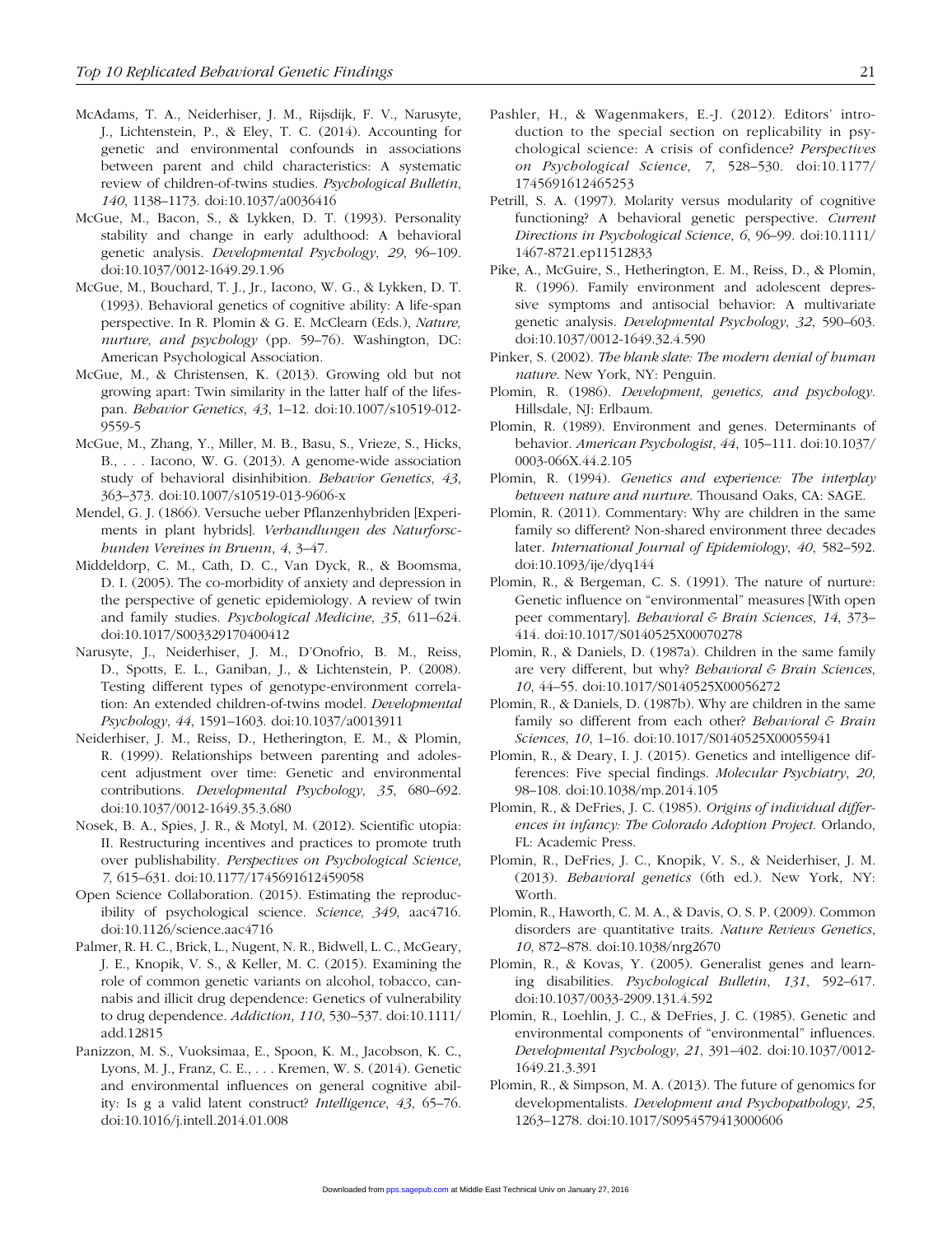McAdams, T. A., Neiderhiser, J. M., Rijsdijk, F. V., Narusyte, J., Lichtenstein, P., & Eley, T. C. (2014). Accounting for genetic and environmental confounds in associations between parent and child characteristics: A systematic review of children-of-twins studies. *Psychological Bulletin*, *140*, 1138–1173. doi:10.1037/a0036416

McGue, M., Bacon, S., & Lykken, D. T. (1993). Personality stability and change in early adulthood: A behavioral genetic analysis. *Developmental Psychology*, *29*, 96–109. doi:10.1037/0012-1649.29.1.96

McGue, M., Bouchard, T. J., Jr., Iacono, W. G., & Lykken, D. T. (1993). Behavioral genetics of cognitive ability: A life-span perspective. In R. Plomin & G. E. McClearn (Eds.), *Nature, nurture, and psychology* (pp. 59–76). Washington, DC: American Psychological Association.

McGue, M., & Christensen, K. (2013). Growing old but not growing apart: Twin similarity in the latter half of the lifespan. *Behavior Genetics*, *43*, 1–12. doi:10.1007/s10519-012-9559-5

McGue, M., Zhang, Y., Miller, M. B., Basu, S., Vrieze, S., Hicks, B., . . . Iacono, W. G. (2013). A genome-wide association study of behavioral disinhibition. *Behavior Genetics*, *43*, 363–373. doi:10.1007/s10519-013-9606-x

Mendel, G. J. (1866). Versuche ueber Pflanzenhybriden [Experiments in plant hybrids]. *Verhandlungen des Naturforschunden Vereines in Bruenn*, *4*, 3–47.

Middeldorp, C. M., Cath, D. C., Van Dyck, R., & Boomsma, D. I. (2005). The co-morbidity of anxiety and depression in the perspective of genetic epidemiology. A review of twin and family studies. *Psychological Medicine*, *35*, 611–624. doi:10.1017/S003329170400412

Narusyte, J., Neiderhiser, J. M., D'Onofrio, B. M., Reiss, D., Spotts, E. L., Ganiban, J., & Lichtenstein, P. (2008). Testing different types of genotype-environment correlation: An extended children-of-twins model. *Developmental Psychology*, *44*, 1591–1603. doi:10.1037/a0013911

Neiderhiser, J. M., Reiss, D., Hetherington, E. M., & Plomin, R. (1999). Relationships between parenting and adolescent adjustment over time: Genetic and environmental contributions. *Developmental Psychology*, *35*, 680–692. doi:10.1037/0012-1649.35.3.680

Nosek, B. A., Spies, J. R., & Motyl, M. (2012). Scientific utopia: II. Restructuring incentives and practices to promote truth over publishability. *Perspectives on Psychological Science*, *7*, 615–631. doi:10.1177/1745691612459058

Open Science Collaboration. (2015). Estimating the reproducibility of psychological science. *Science, 349*, aac4716. doi:10.1126/science.aac4716

Palmer, R. H. C., Brick, L., Nugent, N. R., Bidwell, L. C., McGeary, J. E., Knopik, V. S., & Keller, M. C. (2015). Examining the role of common genetic variants on alcohol, tobacco, cannabis and illicit drug dependence: Genetics of vulnerability to drug dependence. *Addiction*, *110*, 530–537. doi:10.1111/add.12815

Panizzon, M. S., Vuoksimaa, E., Spoon, K. M., Jacobson, K. C., Lyons, M. J., Franz, C. E., . . . Kremen, W. S. (2014). Genetic and environmental influences on general cognitive ability: Is g a valid latent construct? *Intelligence*, *43*, 65–76. doi:10.1016/j.intell.2014.01.008

Pashler, H., & Wagenmakers, E.-J. (2012). Editors' introduction to the special section on replicability in psychological science: A crisis of confidence? *Perspectives on Psychological Science*, *7*, 528–530. doi:10.1177/1745691612465253

Petrill, S. A. (1997). Molarity versus modularity of cognitive functioning? A behavioral genetic perspective. *Current Directions in Psychological Science*, *6*, 96–99. doi:10.1111/1467-8721.ep11512833

Pike, A., McGuire, S., Hetherington, E. M., Reiss, D., & Plomin, R. (1996). Family environment and adolescent depressive symptoms and antisocial behavior: A multivariate genetic analysis. *Developmental Psychology*, *32*, 590–603. doi:10.1037/0012-1649.32.4.590

Pinker, S. (2002). *The blank slate: The modern denial of human nature*. New York, NY: Penguin.

Plomin, R. (1986). *Development, genetics, and psychology*. Hillsdale, NJ: Erlbaum.

Plomin, R. (1989). Environment and genes. Determinants of behavior. *American Psychologist*, *44*, 105–111. doi:10.1037/0003-066X.44.2.105

Plomin, R. (1994). *Genetics and experience: The interplay between nature and nurture*. Thousand Oaks, CA: SAGE.

Plomin, R. (2011). Commentary: Why are children in the same family so different? Non-shared environment three decades later. *International Journal of Epidemiology*, *40*, 582–592. doi:10.1093/ije/dyq144

Plomin, R., & Bergeman, C. S. (1991). The nature of nurture: Genetic influence on "environmental" measures [With open peer commentary]. *Behavioral & Brain Sciences*, *14*, 373–414. doi:10.1017/S0140525X00070278

Plomin, R., & Daniels, D. (1987a). Children in the same family are very different, but why? *Behavioral & Brain Sciences*, *10*, 44–55. doi:10.1017/S0140525X00056272

Plomin, R., & Daniels, D. (1987b). Why are children in the same family so different from each other? *Behavioral & Brain Sciences*, *10*, 1–16. doi:10.1017/S0140525X00055941

Plomin, R., & Deary, I. J. (2015). Genetics and intelligence differences: Five special findings. *Molecular Psychiatry*, *20*, 98–108. doi:10.1038/mp.2014.105

Plomin, R., & DeFries, J. C. (1985). *Origins of individual differences in infancy: The Colorado Adoption Project*. Orlando, FL: Academic Press.

Plomin, R., DeFries, J. C., Knopik, V. S., & Neiderhiser, J. M. (2013). *Behavioral genetics* (6th ed.). New York, NY: Worth.

Plomin, R., Haworth, C. M. A., & Davis, O. S. P. (2009). Common disorders are quantitative traits. *Nature Reviews Genetics*, *10*, 872–878. doi:10.1038/nrg2670

Plomin, R., & Kovas, Y. (2005). Generalist genes and learning disabilities. *Psychological Bulletin*, *131*, 592–617. doi:10.1037/0033-2909.131.4.592

Plomin, R., Loehlin, J. C., & DeFries, J. C. (1985). Genetic and environmental components of "environmental" influences. *Developmental Psychology*, *21*, 391–402. doi:10.1037/0012-1649.21.3.391

Plomin, R., & Simpson, M. A. (2013). The future of genomics for developmentalists. *Development and Psychopathology*, *25*, 1263–1278. doi:10.1017/S0954579413000606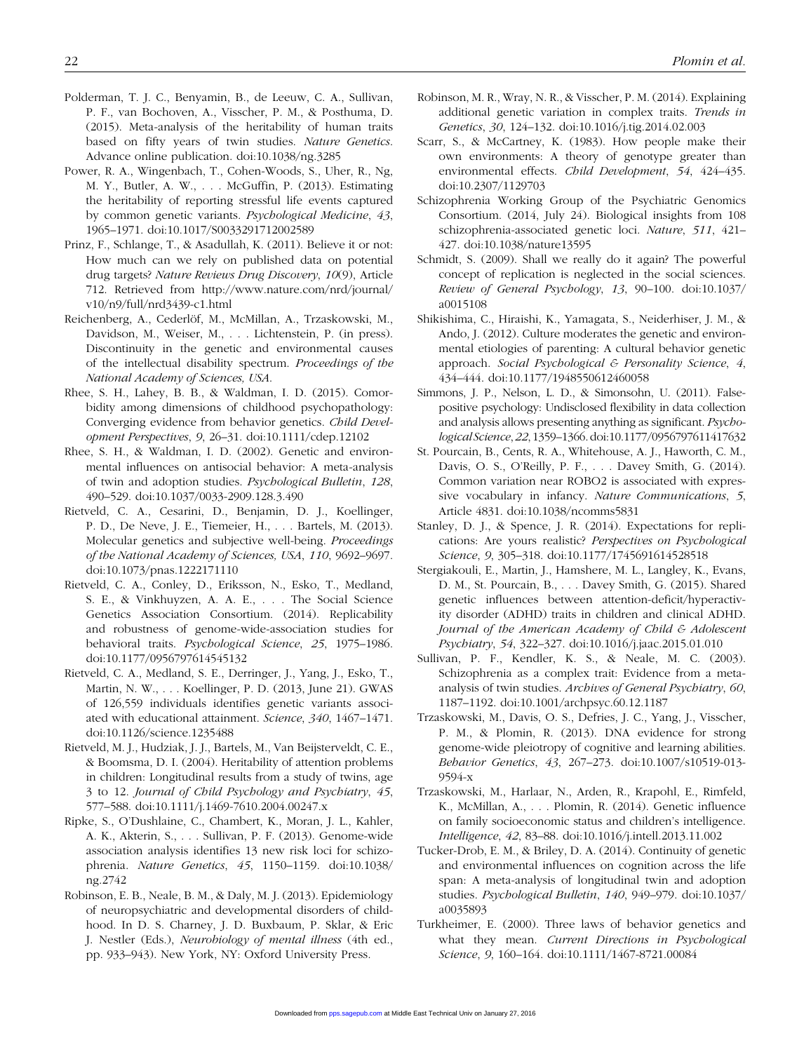Polderman, T. J. C., Benyamin, B., de Leeuw, C. A., Sullivan, P. F., van Bochoven, A., Visscher, P. M., & Posthuma, D. (2015). Meta-analysis of the heritability of human traits based on fifty years of twin studies. *Nature Genetics*. Advance online publication. doi:10.1038/ng.3285

Power, R. A., Wingenbach, T., Cohen-Woods, S., Uher, R., Ng, M. Y., Butler, A. W., . . . McGuffin, P. (2013). Estimating the heritability of reporting stressful life events captured by common genetic variants. *Psychological Medicine*, *43*, 1965–1971. doi:10.1017/S0033291712002589

Prinz, F., Schlange, T., & Asadullah, K. (2011). Believe it or not: How much can we rely on published data on potential drug targets? *Nature Reviews Drug Discovery*, *10*(9), Article 712. Retrieved from http://www.nature.com/nrd/journal/v10/n9/full/nrd3439-c1.html

Reichenberg, A., Cederlöf, M., McMillan, A., Trzaskowski, M., Davidson, M., Weiser, M., . . . Lichtenstein, P. (in press). Discontinuity in the genetic and environmental causes of the intellectual disability spectrum. *Proceedings of the National Academy of Sciences, USA*.

Rhee, S. H., Lahey, B. B., & Waldman, I. D. (2015). Comorbidity among dimensions of childhood psychopathology: Converging evidence from behavior genetics. *Child Development Perspectives*, *9*, 26–31. doi:10.1111/cdep.12102

Rhee, S. H., & Waldman, I. D. (2002). Genetic and environmental influences on antisocial behavior: A meta-analysis of twin and adoption studies. *Psychological Bulletin*, *128*, 490–529. doi:10.1037/0033-2909.128.3.490

Rietveld, C. A., Cesarini, D., Benjamin, D. J., Koellinger, P. D., De Neve, J. E., Tiemeier, H., . . . Bartels, M. (2013). Molecular genetics and subjective well-being. *Proceedings of the National Academy of Sciences, USA*, *110*, 9692–9697. doi:10.1073/pnas.1222171110

Rietveld, C. A., Conley, D., Eriksson, N., Esko, T., Medland, S. E., & Vinkhuyzen, A. A. E., . . . The Social Science Genetics Association Consortium. (2014). Replicability and robustness of genome-wide-association studies for behavioral traits. *Psychological Science*, *25*, 1975–1986. doi:10.1177/0956797614545132

Rietveld, C. A., Medland, S. E., Derringer, J., Yang, J., Esko, T., Martin, N. W., . . . Koellinger, P. D. (2013, June 21). GWAS of 126,559 individuals identifies genetic variants associated with educational attainment. *Science*, *340*, 1467–1471. doi:10.1126/science.1235488

Rietveld, M. J., Hudziak, J. J., Bartels, M., Van Beijsterveldt, C. E., & Boomsma, D. I. (2004). Heritability of attention problems in children: Longitudinal results from a study of twins, age 3 to 12. *Journal of Child Psychology and Psychiatry*, *45*, 577–588. doi:10.1111/j.1469-7610.2004.00247.x

Ripke, S., O'Dushlaine, C., Chambert, K., Moran, J. L., Kahler, A. K., Akterin, S., . . . Sullivan, P. F. (2013). Genome-wide association analysis identifies 13 new risk loci for schizophrenia. *Nature Genetics*, *45*, 1150–1159. doi:10.1038/ng.2742

Robinson, E. B., Neale, B. M., & Daly, M. J. (2013). Epidemiology of neuropsychiatric and developmental disorders of childhood. In D. S. Charney, J. D. Buxbaum, P. Sklar, & Eric J. Nestler (Eds.), *Neurobiology of mental illness* (4th ed., pp. 933–943). New York, NY: Oxford University Press.

Robinson, M. R., Wray, N. R., & Visscher, P. M. (2014). Explaining additional genetic variation in complex traits. *Trends in Genetics*, *30*, 124–132. doi:10.1016/j.tig.2014.02.003

Scarr, S., & McCartney, K. (1983). How people make their own environments: A theory of genotype greater than environmental effects. *Child Development*, *54*, 424–435. doi:10.2307/1129703

Schizophrenia Working Group of the Psychiatric Genomics Consortium. (2014, July 24). Biological insights from 108 schizophrenia-associated genetic loci. *Nature*, *511*, 421–427. doi:10.1038/nature13595

Schmidt, S. (2009). Shall we really do it again? The powerful concept of replication is neglected in the social sciences. *Review of General Psychology*, *13*, 90–100. doi:10.1037/a0015108

Shikishima, C., Hiraishi, K., Yamagata, S., Neiderhiser, J. M., & Ando, J. (2012). Culture moderates the genetic and environmental etiologies of parenting: A cultural behavior genetic approach. *Social Psychological & Personality Science*, *4*, 434–444. doi:10.1177/1948550612460058

Simmons, J. P., Nelson, L. D., & Simonsohn, U. (2011). False-positive psychology: Undisclosed flexibility in data collection and analysis allows presenting anything as significant. *Psychological Science*, *22*, 1359–1366. doi:10.1177/0956797611417632

St. Pourcain, B., Cents, R. A., Whitehouse, A. J., Haworth, C. M., Davis, O. S., O'Reilly, P. F., . . . Davey Smith, G. (2014). Common variation near ROBO2 is associated with expressive vocabulary in infancy. *Nature Communications*, *5*, Article 4831. doi:10.1038/ncomms5831

Stanley, D. J., & Spence, J. R. (2014). Expectations for replications: Are yours realistic? *Perspectives on Psychological Science*, *9*, 305–318. doi:10.1177/1745691614528518

Stergiakouli, E., Martin, J., Hamshere, M. L., Langley, K., Evans, D. M., St. Pourcain, B., . . . Davey Smith, G. (2015). Shared genetic influences between attention-deficit/hyperactivity disorder (ADHD) traits in children and clinical ADHD. *Journal of the American Academy of Child & Adolescent Psychiatry*, *54*, 322–327. doi:10.1016/j.jaac.2015.01.010

Sullivan, P. F., Kendler, K. S., & Neale, M. C. (2003). Schizophrenia as a complex trait: Evidence from a meta-analysis of twin studies. *Archives of General Psychiatry*, *60*, 1187–1192. doi:10.1001/archpsyc.60.12.1187

Trzaskowski, M., Davis, O. S., Defries, J. C., Yang, J., Visscher, P. M., & Plomin, R. (2013). DNA evidence for strong genome-wide pleiotropy of cognitive and learning abilities. *Behavior Genetics*, *43*, 267–273. doi:10.1007/s10519-013-9594-x

Trzaskowski, M., Harlaar, N., Arden, R., Krapohl, E., Rimfeld, K., McMillan, A., . . . Plomin, R. (2014). Genetic influence on family socioeconomic status and children's intelligence. *Intelligence*, *42*, 83–88. doi:10.1016/j.intell.2013.11.002

Tucker-Drob, E. M., & Briley, D. A. (2014). Continuity of genetic and environmental influences on cognition across the life span: A meta-analysis of longitudinal twin and adoption studies. *Psychological Bulletin*, *140*, 949–979. doi:10.1037/a0035893

Turkheimer, E. (2000). Three laws of behavior genetics and what they mean. *Current Directions in Psychological Science*, *9*, 160–164. doi:10.1111/1467-8721.00084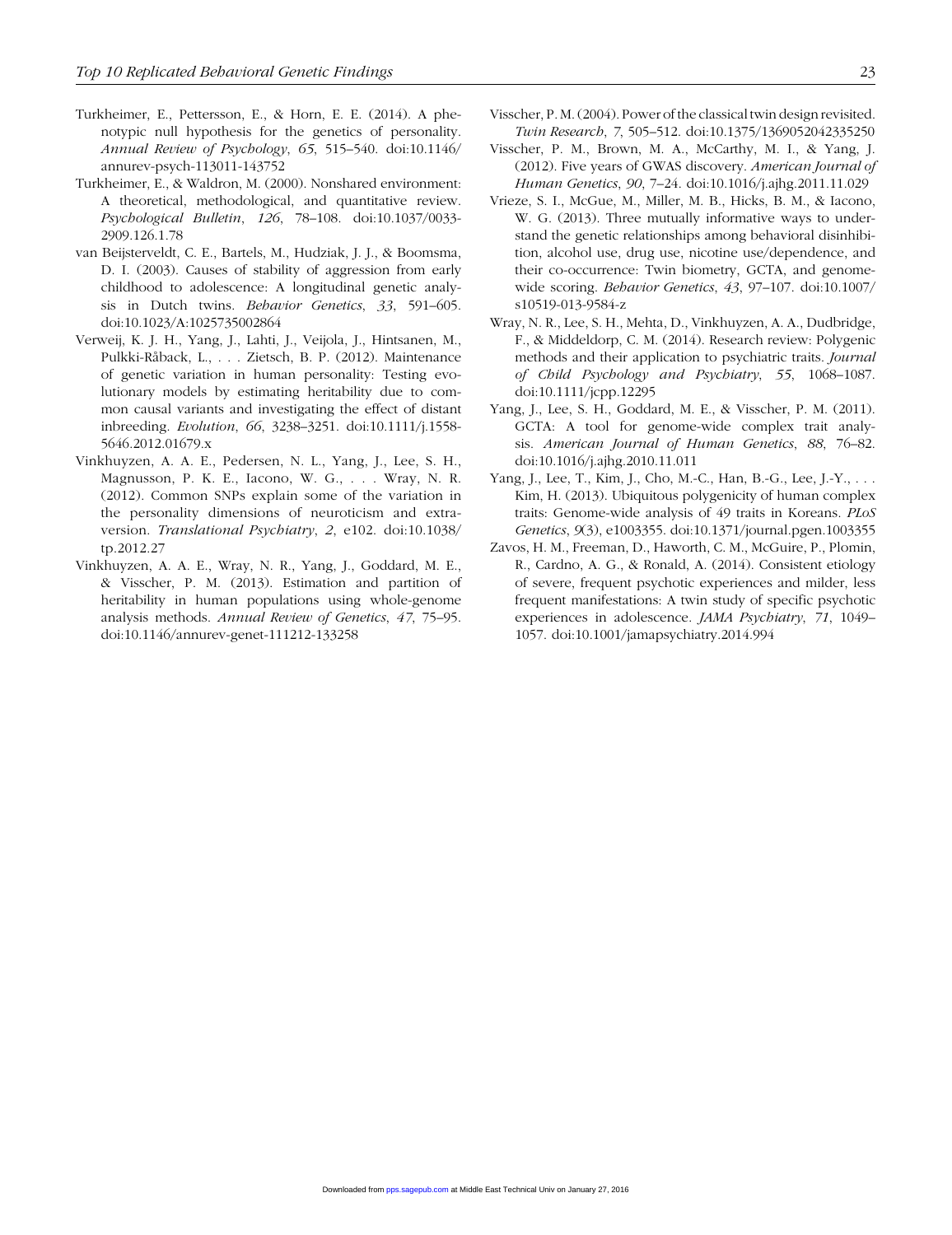Turkheimer, E., Pettersson, E., & Horn, E. E. (2014). A phenotypic null hypothesis for the genetics of personality. *Annual Review of Psychology*, *65*, 515–540. doi:10.1146/annurev-psych-113011-143752

Turkheimer, E., & Waldron, M. (2000). Nonshared environment: A theoretical, methodological, and quantitative review. *Psychological Bulletin*, *126*, 78–108. doi:10.1037/0033-2909.126.1.78

van Beijsterveldt, C. E., Bartels, M., Hudziak, J. J., & Boomsma, D. I. (2003). Causes of stability of aggression from early childhood to adolescence: A longitudinal genetic analysis in Dutch twins. *Behavior Genetics*, *33*, 591–605. doi:10.1023/A:1025735002864

Verweij, K. J. H., Yang, J., Lahti, J., Veijola, J., Hintsanen, M., Pulkki-Råback, L., . . . Zietsch, B. P. (2012). Maintenance of genetic variation in human personality: Testing evolutionary models by estimating heritability due to common causal variants and investigating the effect of distant inbreeding. *Evolution*, *66*, 3238–3251. doi:10.1111/j.1558-5646.2012.01679.x

Vinkhuyzen, A. A. E., Pedersen, N. L., Yang, J., Lee, S. H., Magnusson, P. K. E., Iacono, W. G., . . . Wray, N. R. (2012). Common SNPs explain some of the variation in the personality dimensions of neuroticism and extraversion. *Translational Psychiatry*, *2*, e102. doi:10.1038/tp.2012.27

Vinkhuyzen, A. A. E., Wray, N. R., Yang, J., Goddard, M. E., & Visscher, P. M. (2013). Estimation and partition of heritability in human populations using whole-genome analysis methods. *Annual Review of Genetics*, *47*, 75–95. doi:10.1146/annurev-genet-111212-133258

Visscher, P. M. (2004). Power of the classical twin design revisited. *Twin Research*, *7*, 505–512. doi:10.1375/1369052042335250

Visscher, P. M., Brown, M. A., McCarthy, M. I., & Yang, J. (2012). Five years of GWAS discovery. *American Journal of Human Genetics*, *90*, 7–24. doi:10.1016/j.ajhg.2011.11.029

Vrieze, S. I., McGue, M., Miller, M. B., Hicks, B. M., & Iacono, W. G. (2013). Three mutually informative ways to understand the genetic relationships among behavioral disinhibition, alcohol use, drug use, nicotine use/dependence, and their co-occurrence: Twin biometry, GCTA, and genome-wide scoring. *Behavior Genetics*, *43*, 97–107. doi:10.1007/s10519-013-9584-z

Wray, N. R., Lee, S. H., Mehta, D., Vinkhuyzen, A. A., Dudbridge, F., & Middeldorp, C. M. (2014). Research review: Polygenic methods and their application to psychiatric traits. *Journal of Child Psychology and Psychiatry*, *55*, 1068–1087. doi:10.1111/jcpp.12295

Yang, J., Lee, S. H., Goddard, M. E., & Visscher, P. M. (2011). GCTA: A tool for genome-wide complex trait analysis. *American Journal of Human Genetics*, *88*, 76–82. doi:10.1016/j.ajhg.2010.11.011

Yang, J., Lee, T., Kim, J., Cho, M.-C., Han, B.-G., Lee, J.-Y., . . . Kim, H. (2013). Ubiquitous polygenicity of human complex traits: Genome-wide analysis of 49 traits in Koreans. *PLoS Genetics*, *9*(3), e1003355. doi:10.1371/journal.pgen.1003355

Zavos, H. M., Freeman, D., Haworth, C. M., McGuire, P., Plomin, R., Cardno, A. G., & Ronald, A. (2014). Consistent etiology of severe, frequent psychotic experiences and milder, less frequent manifestations: A twin study of specific psychotic experiences in adolescence. *JAMA Psychiatry*, *71*, 1049–1057. doi:10.1001/jamapsychiatry.2014.994